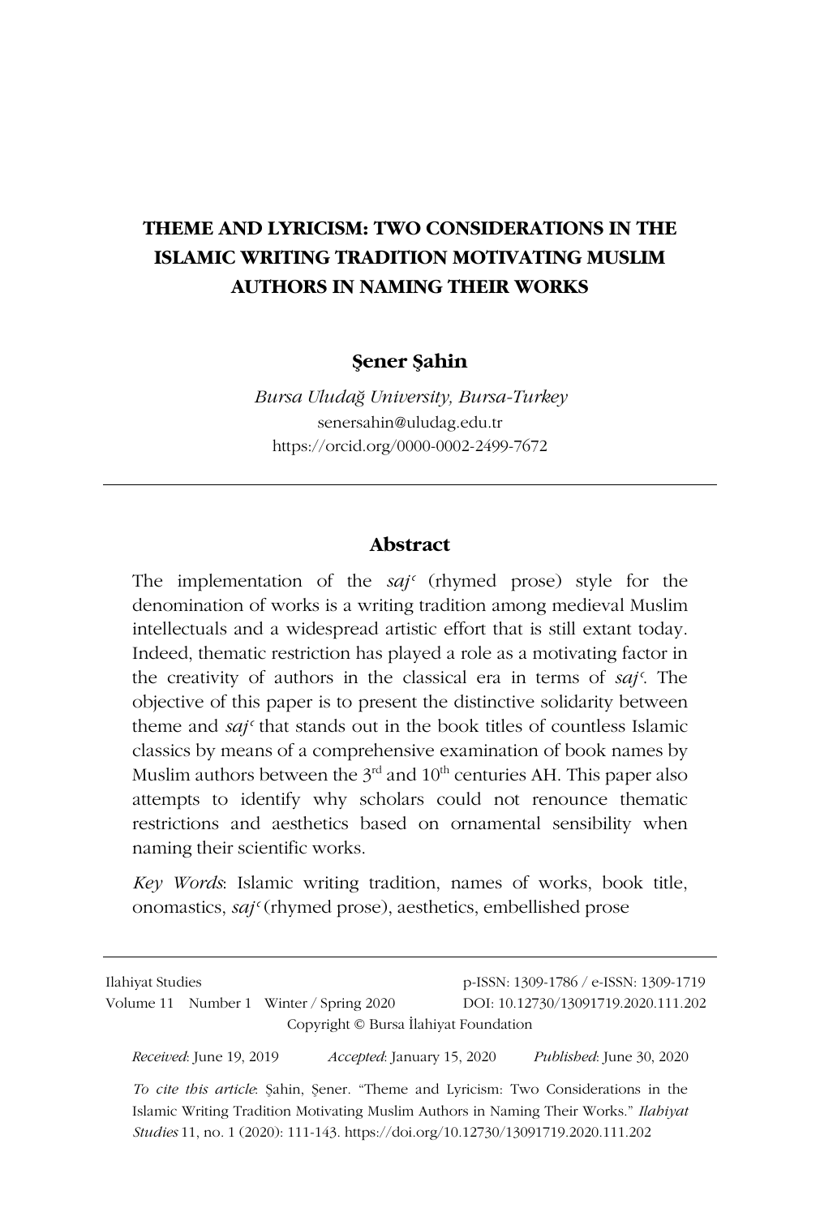# THEME AND LYRICISM: TWO CONSIDERATIONS IN THE ISLAMIC WRITING TRADITION MOTIVATING MUSLIM AUTHORS IN NAMING THEIR WORKS

**Şener Şahin**

*Bursa Uludağ University, Bursa-Turkey*

senersahin@uludag.edu.tr

https://orcid.org/0000-0002-2499-7672

## Abstract

The implementation of the *saj*ʿ (rhymed prose) style for the denomination of works is a writing tradition among medieval Muslim intellectuals and a widespread artistic effort that is still extant today. Indeed, thematic restriction has played a role as a motivating factor in the creativity of authors in the classical era in terms of *saj*ʿ. The objective of this paper is to present the distinctive solidarity between theme and *saj*ʿ that stands out in the book titles of countless Islamic classics by means of a comprehensive examination of book names by Muslim authors between the 3rd and 10th centuries AH. This paper also attempts to identify why scholars could not renounce thematic restrictions and aesthetics based on ornamental sensibility when naming their scientific works.

*Key Words*: Islamic writing tradition, names of works, book title, onomastics, *saj*ʿ (rhymed prose), aesthetics, embellished prose

Ilahiyat Studies p-ISSN: 1309-1786 / e-ISSN: 1309-1719

Volume 11 Number 1 Winter / Spring 2020 DOI: 10.12730/13091719.2020.111.202

Copyright © Bursa İlahiyat Foundation

*Received*: June 19, 2019 *Accepted*: January 15, 2020 *Published*: June 30, 2020

*To cite this article*: Şahin, Şener. "Theme and Lyricism: Two Considerations in the Islamic Writing Tradition Motivating Muslim Authors in Naming Their Works." *Ilahiyat Studies* 11, no. 1 (2020): 111-143. https://doi.org/10.12730/13091719.2020.111.202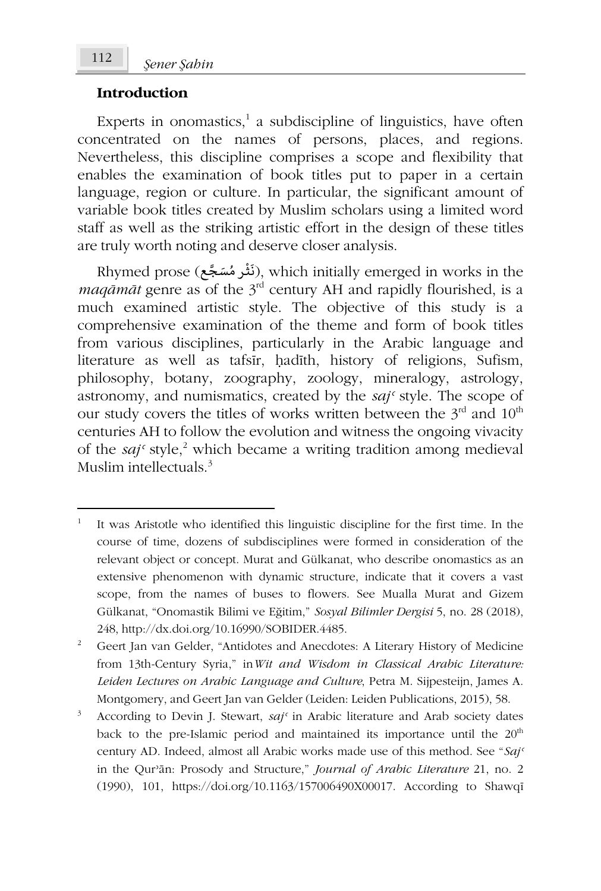## Introduction

Experts in onomastics,[1] a subdiscipline of linguistics, have often concentrated on the names of persons, places, and regions. Nevertheless, this discipline comprises a scope and flexibility that enables the examination of book titles put to paper in a certain language, region or culture. In particular, the significant amount of variable book titles created by Muslim scholars using a limited word staff as well as the striking artistic effort in the design of these titles are truly worth noting and deserve closer analysis.

Rhymed prose (نَثْر مُسَجَّع), which initially emerged in works in the *maqāmāt* genre as of the 3rd century AH and rapidly flourished, is a much examined artistic style. The objective of this study is a comprehensive examination of the theme and form of book titles from various disciplines, particularly in the Arabic language and literature as well as tafsīr, ḥadīth, history of religions, Sufism, philosophy, botany, zoography, zoology, mineralogy, astrology, astronomy, and numismatics, created by the *sajʿ* style. The scope of our study covers the titles of works written between the 3rd and 10th centuries AH to follow the evolution and witness the ongoing vivacity of the *sajʿ* style,[2] which became a writing tradition among medieval Muslim intellectuals.[3]

---

[1] It was Aristotle who identified this linguistic discipline for the first time. In the course of time, dozens of subdisciplines were formed in consideration of the relevant object or concept. Murat and Gülkanat, who describe onomastics as an extensive phenomenon with dynamic structure, indicate that it covers a vast scope, from the names of buses to flowers. See Mualla Murat and Gizem Gülkanat, "Onomastik Bilimi ve Eğitim," *Sosyal Bilimler Dergisi* 5, no. 28 (2018), 248, http://dx.doi.org/10.16990/SOBIDER.4485.

[2] Geert Jan van Gelder, "Antidotes and Anecdotes: A Literary History of Medicine from 13th-Century Syria," in *Wit and Wisdom in Classical Arabic Literature: Leiden Lectures on Arabic Language and Culture*, Petra M. Sijpesteijn, James A. Montgomery, and Geert Jan van Gelder (Leiden: Leiden Publications, 2015), 58.

[3] According to Devin J. Stewart, *sajʿ* in Arabic literature and Arab society dates back to the pre-Islamic period and maintained its importance until the 20th century AD. Indeed, almost all Arabic works made use of this method. See "*Sajʿ* in the Qurʾān: Prosody and Structure," *Journal of Arabic Literature* 21, no. 2 (1990), 101, https://doi.org/10.1163/157006490X00017. According to Shawqī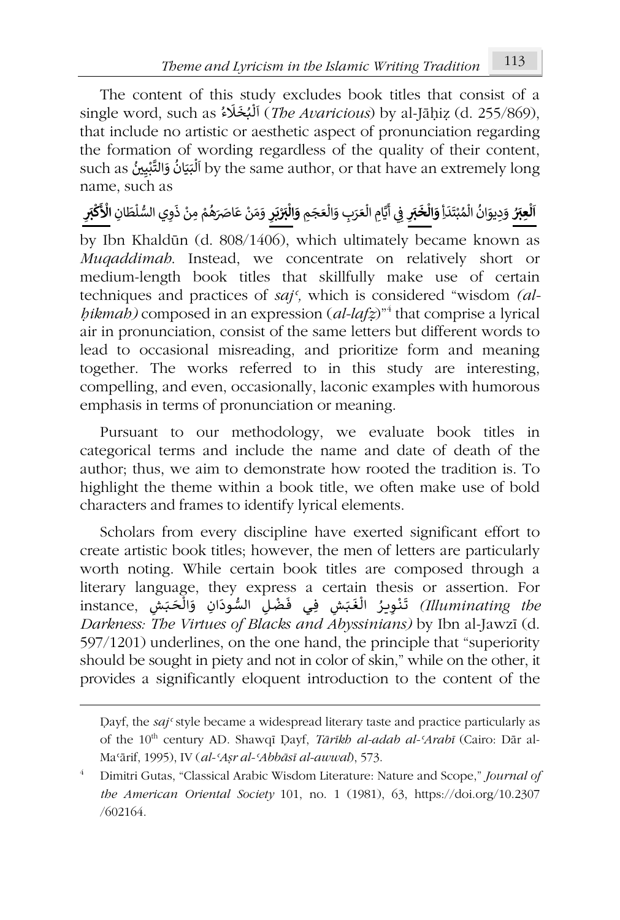The content of this study excludes book titles that consist of a single word, such as اَلْبُخَلَاءُ (*The Avaricious*) by al-Jāḥiẓ (d. 255/869), that include no artistic or aesthetic aspect of pronunciation regarding the formation of wording regardless of the quality of their content, such as اَلْبَيَانُ وَالتَّبْيِينُ by the same author, or that have an extremely long name, such as

**اَلْعِبَرُ** وَدِيوَانُ الْمُبْتَدَأِ **وَالْخَبَرِ** فِي أَيَّامِ الْعَرَبِ وَالْعَجَمِ **وَالْبَرْبَرِ** وَمَنْ عَاصَرَهُمْ مِنْ ذَوِي السُّلْطَانِ **الْأَكْبَرِ**

by Ibn Khaldūn (d. 808/1406), which ultimately became known as *Muqaddimah*. Instead, we concentrate on relatively short or medium-length book titles that skillfully make use of certain techniques and practices of *sajʿ*, which is considered "wisdom *(al-ḥikmah)* composed in an expression (*al-lafẓ*)"[4] that comprise a lyrical air in pronunciation, consist of the same letters but different words to lead to occasional misreading, and prioritize form and meaning together. The works referred to in this study are interesting, compelling, and even, occasionally, laconic examples with humorous emphasis in terms of pronunciation or meaning.

Pursuant to our methodology, we evaluate book titles in categorical terms and include the name and date of death of the author; thus, we aim to demonstrate how rooted the tradition is. To highlight the theme within a book title, we often make use of bold characters and frames to identify lyrical elements.

Scholars from every discipline have exerted significant effort to create artistic book titles; however, the men of letters are particularly worth noting. While certain book titles are composed through a literary language, they express a certain thesis or assertion. For instance, تَنْوِيرُ الْغَبَشِ فِي فَضْلِ السُّودَانِ وَالْحَبَشِ *(Illuminating the Darkness: The Virtues of Blacks and Abyssinians)* by Ibn al-Jawzī (d. 597/1201) underlines, on the one hand, the principle that "superiority should be sought in piety and not in color of skin," while on the other, it provides a significantly eloquent introduction to the content of the

---

Ḍayf, the *sajʿ* style became a widespread literary taste and practice particularly as of the 10th century AD. Shawqī Ḍayf, *Tārīkh al-adab al-ʿArabī* (Cairo: Dār al-Maʿārif, 1995), IV (*al-ʿAṣr al-ʿAbbāsī al-awwal*), 573.

[4] Dimitri Gutas, "Classical Arabic Wisdom Literature: Nature and Scope," *Journal of the American Oriental Society* 101, no. 1 (1981), 63, https://doi.org/10.2307/602164.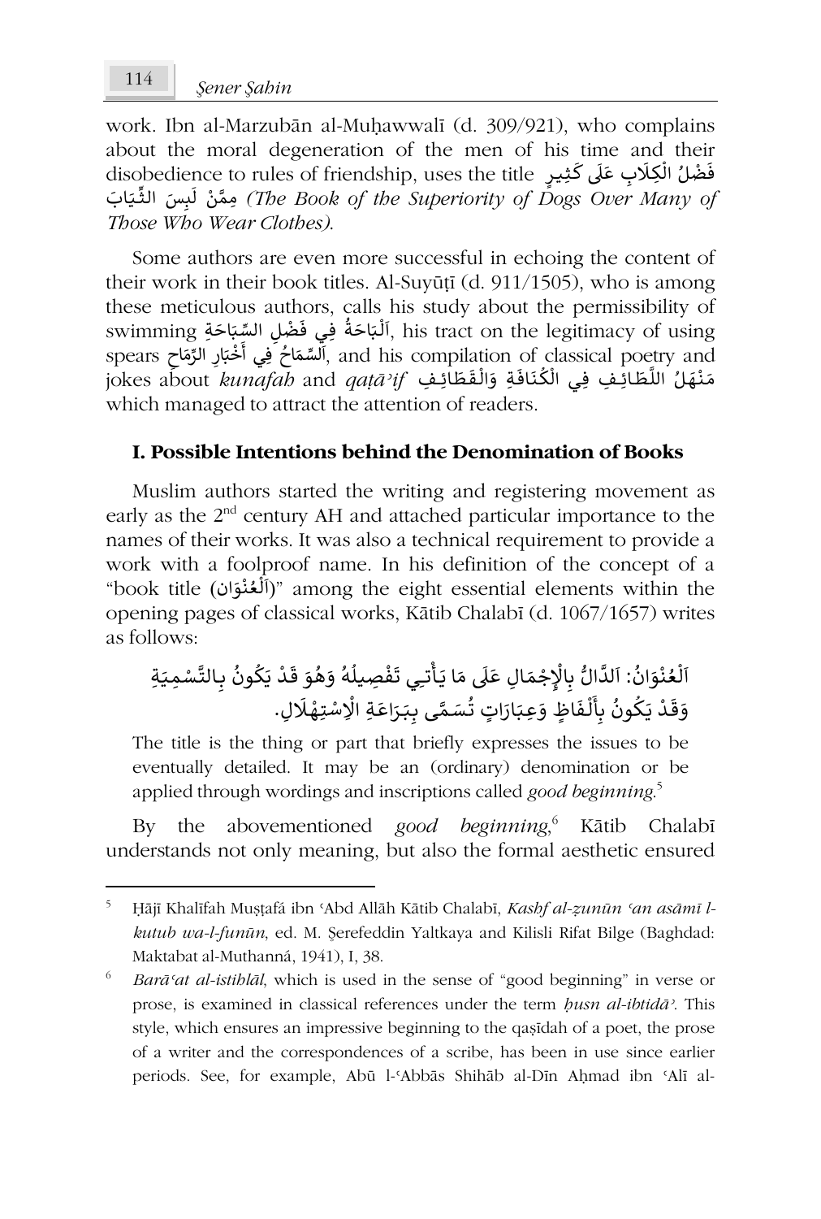work. Ibn al-Marzubān al-Muḥawwalī (d. 309/921), who complains about the moral degeneration of the men of his time and their disobedience to rules of friendship, uses the title فَضْلُ الْكِلَابِ عَلَى كَثِيرٍ مِمَّنْ لَبِسَ الثِّيَابَ *(The Book of the Superiority of Dogs Over Many of Those Who Wear Clothes)*.

Some authors are even more successful in echoing the content of their work in their book titles. Al-Suyūṭī (d. 911/1505), who is among these meticulous authors, calls his study about the permissibility of swimming اَلْبَاحَةُ فِي فَضْلِ السِّبَاحَةِ, his tract on the legitimacy of using spears اَلسِّمَاحُ فِي أَخْبَارِ الرِّمَاحِ, and his compilation of classical poetry and jokes about *kunafah* and *qaṭāʾif* مَنْهَلُ اللَّطَائِفِ فِي الْكُنَافَةِ وَالْقَطَائِفِ which managed to attract the attention of readers.

## I. Possible Intentions behind the Denomination of Books

Muslim authors started the writing and registering movement as early as the 2nd century AH and attached particular importance to the names of their works. It was also a technical requirement to provide a work with a foolproof name. In his definition of the concept of a "book title (اَلْعُنْوَان)" among the eight essential elements within the opening pages of classical works, Kātib Chalabī (d. 1067/1657) writes as follows:

اَلْعُنْوَانُ: اَلدَّالُّ بِالْإِجْمَالِ عَلَى مَا يَأْتِي تَفْصِيلُهُ وَهُوَ قَدْ يَكُونُ بِالتَّسْمِيَةِ وَقَدْ يَكُونُ بِأَلْفَاظٍ وَعِبَارَاتٍ تُسَمَّى بِبَرَاعَةِ الْاِسْتِهْلَالِ.

The title is the thing or part that briefly expresses the issues to be eventually detailed. It may be an (ordinary) denomination or be applied through wordings and inscriptions called *good beginning*.[5]

By the abovementioned *good beginning*,[6] Kātib Chalabī understands not only meaning, but also the formal aesthetic ensured

---

[5] Ḥājī Khalīfah Muṣṭafá ibn ʿAbd Allāh Kātib Chalabī, *Kashf al-ẓunūn ʿan asāmī l-kutub wa-l-funūn*, ed. M. Şerefeddin Yaltkaya and Kilisli Rifat Bilge (Baghdad: Maktabat al-Muthanná, 1941), I, 38.

[6] *Barāʿat al-istihlāl*, which is used in the sense of "good beginning" in verse or prose, is examined in classical references under the term *ḥusn al-ibtidāʾ*. This style, which ensures an impressive beginning to the qaṣīdah of a poet, the prose of a writer and the correspondences of a scribe, has been in use since earlier periods. See, for example, Abū l-ʿAbbās Shihāb al-Dīn Aḥmad ibn ʿAlī al-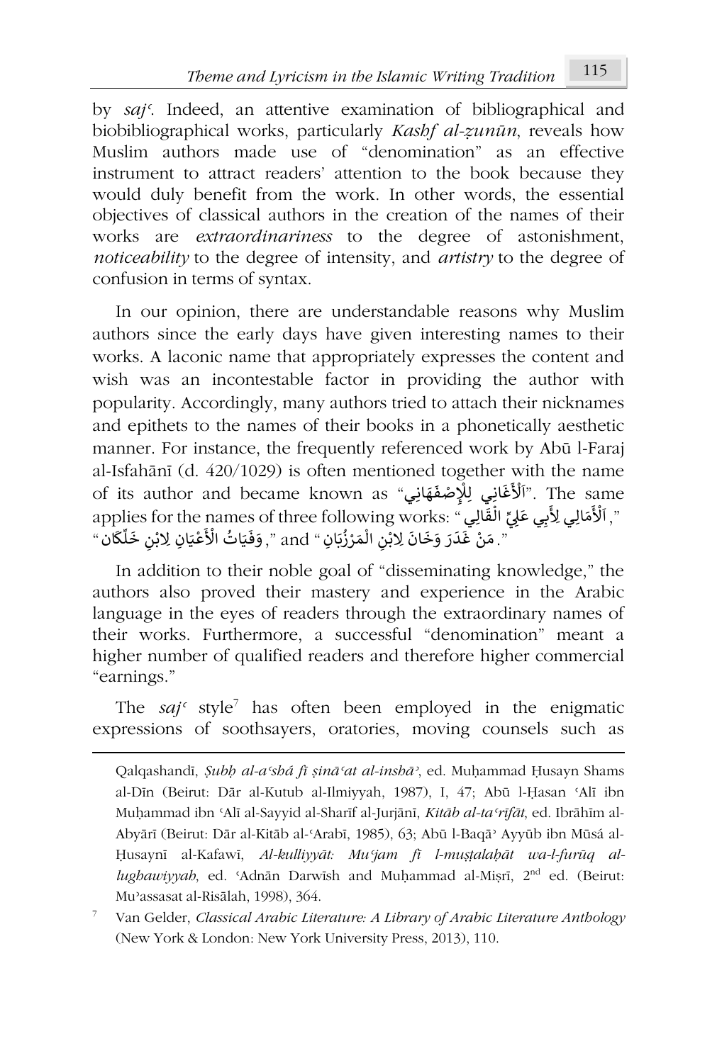by *saj*ʿ. Indeed, an attentive examination of bibliographical and biobibliographical works, particularly *Kashf al-ẓunūn*, reveals how Muslim authors made use of "denomination" as an effective instrument to attract readers' attention to the book because they would duly benefit from the work. In other words, the essential objectives of classical authors in the creation of the names of their works are *extraordinariness* to the degree of astonishment, *noticeability* to the degree of intensity, and *artistry* to the degree of confusion in terms of syntax.

In our opinion, there are understandable reasons why Muslim authors since the early days have given interesting names to their works. A laconic name that appropriately expresses the content and wish was an incontestable factor in providing the author with popularity. Accordingly, many authors tried to attach their nicknames and epithets to the names of their books in a phonetically aesthetic manner. For instance, the frequently referenced work by Abū l-Faraj al-Isfahānī (d. 420/1029) is often mentioned together with the name of its author and became known as "اَلْأَغَانِي لِلْإِصْفَهَانِي". The same applies for the names of three following works: "اَلْأَمَالِي لِأَبِي عَلِيٍّ الْقَالِي," "وَفَيَاتُ الْأَعْيَانِ لِابْنِ خَلِّكَان," and "مَنْ غَدَرَ وَخَانَ لِابْنِ الْمَرْزُبَانِ."

In addition to their noble goal of "disseminating knowledge," the authors also proved their mastery and experience in the Arabic language in the eyes of readers through the extraordinary names of their works. Furthermore, a successful "denomination" meant a higher number of qualified readers and therefore higher commercial "earnings."

The *saj*ʿ style[7] has often been employed in the enigmatic expressions of soothsayers, oratories, moving counsels such as

---

Qalqashandī, *Ṣubḥ al-aʿshá fī ṣināʿat al-inshāʾ*, ed. Muḥammad Ḥusayn Shams al-Dīn (Beirut: Dār al-Kutub al-Ilmiyyah, 1987), I, 47; Abū l-Ḥasan ʿAlī ibn Muḥammad ibn ʿAlī al-Sayyid al-Sharīf al-Jurjānī, *Kitāb al-taʿrīfāt*, ed. Ibrāhīm al-Abyārī (Beirut: Dār al-Kitāb al-ʿArabī, 1985), 63; Abū l-Baqāʾ Ayyūb ibn Mūsá al-Ḥusaynī al-Kafawī, *Al-kulliyyāt: Muʿjam fī l-muṣṭalaḥāt wa-l-furūq al-lughawiyyah*, ed. ʿAdnān Darwīsh and Muḥammad al-Miṣrī, 2nd ed. (Beirut: Muʾassasat al-Risālah, 1998), 364.

[7] Van Gelder, *Classical Arabic Literature: A Library of Arabic Literature Anthology* (New York & London: New York University Press, 2013), 110.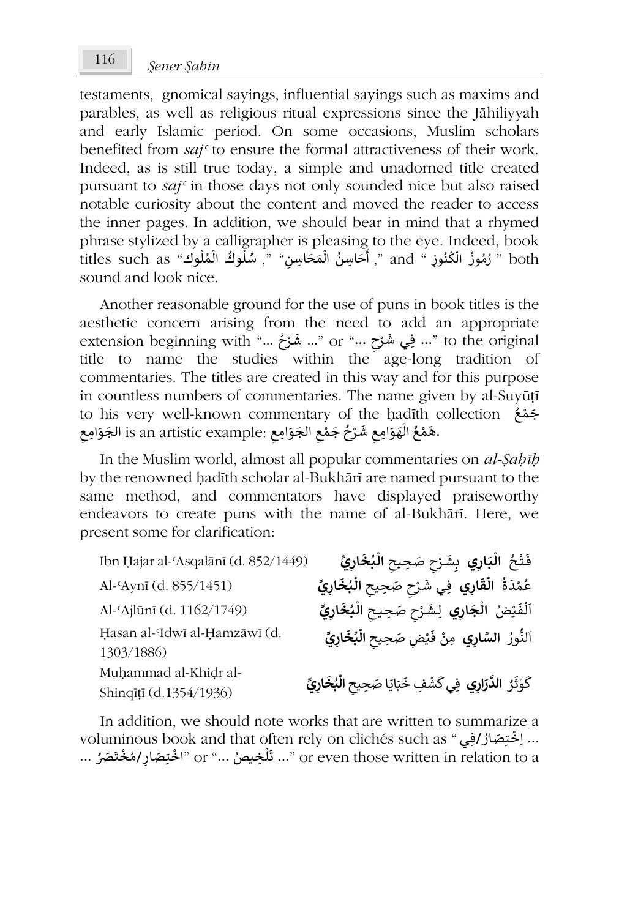testaments, gnomical sayings, influential sayings such as maxims and parables, as well as religious ritual expressions since the Jāhiliyyah and early Islamic period. On some occasions, Muslim scholars benefited from *saj*ʿ to ensure the formal attractiveness of their work. Indeed, as is still true today, a simple and unadorned title created pursuant to *saj*ʿ in those days not only sounded nice but also raised notable curiosity about the content and moved the reader to access the inner pages. In addition, we should bear in mind that a rhymed phrase stylized by a calligrapher is pleasing to the eye. Indeed, book titles such as "سُلُوكُ الْمُلُوك", "أَحَاسِنُ الْمَحَاسِنِ", and "رُمُوزُ الْكُنُوزِ" both sound and look nice.

Another reasonable ground for the use of puns in book titles is the aesthetic concern arising from the need to add an appropriate extension beginning with "... شَرْحُ ..." or "... فِي شَرْحِ ..." to the original title to name the studies within the age-long tradition of commentaries. The titles are created in this way and for this purpose in countless numbers of commentaries. The name given by al-Suyūṭī to his very well-known commentary of the ḥadīth collection جَمْعُ الجَوَامِعِ is an artistic example: هَمْعُ الْهَوَامِعِ شَرْحُ جَمْعِ الجَوَامِعِ.

In the Muslim world, almost all popular commentaries on *al-Ṣaḥīḥ* by the renowned ḥadīth scholar al-Bukhārī are named pursuant to the same method, and commentators have displayed praiseworthy endeavors to create puns with the name of al-Bukhārī. Here, we present some for clarification:

| | |
|---|---|
| Ibn Ḥajar al-ʿAsqalānī (d. 852/1449) | فَتْحُ **الْبَارِي** بِشَرْحِ صَحِيحِ **الْبُخَارِيِّ** |
| Al-ʿAynī (d. 855/1451) | عُمْدَةُ **الْقَارِي** فِي شَرْحِ صَحِيحِ **الْبُخَارِيِّ** |
| Al-ʿAjlūnī (d. 1162/1749) | اَلْفَيْضُ **الْجَارِي** لِشَرْحِ صَحِيحِ **الْبُخَارِيِّ** |
| Ḥasan al-ʿIdwī al-Ḥamzāwī (d. 1303/1886) | اَلنُّورُ **السَّارِي** مِنْ فَيْضِ صَحِيحِ **الْبُخَارِيِّ** |
| Muḥammad al-Khiḍr al-Shinqīṭī (d.1354/1936) | كَوْثَرُ **الدَّرَارِي** فِي كَشْفِ خَبَايَا صَحِيحِ **الْبُخَارِيِّ** |

In addition, we should note works that are written to summarize a voluminous book and that often rely on clichés such as "... اِخْتِصَارُ/فِي ..." or "... تَلْخِيصُ ..." "اخْتِصَارِ/مُخْتَصَرُ ..." or even those written in relation to a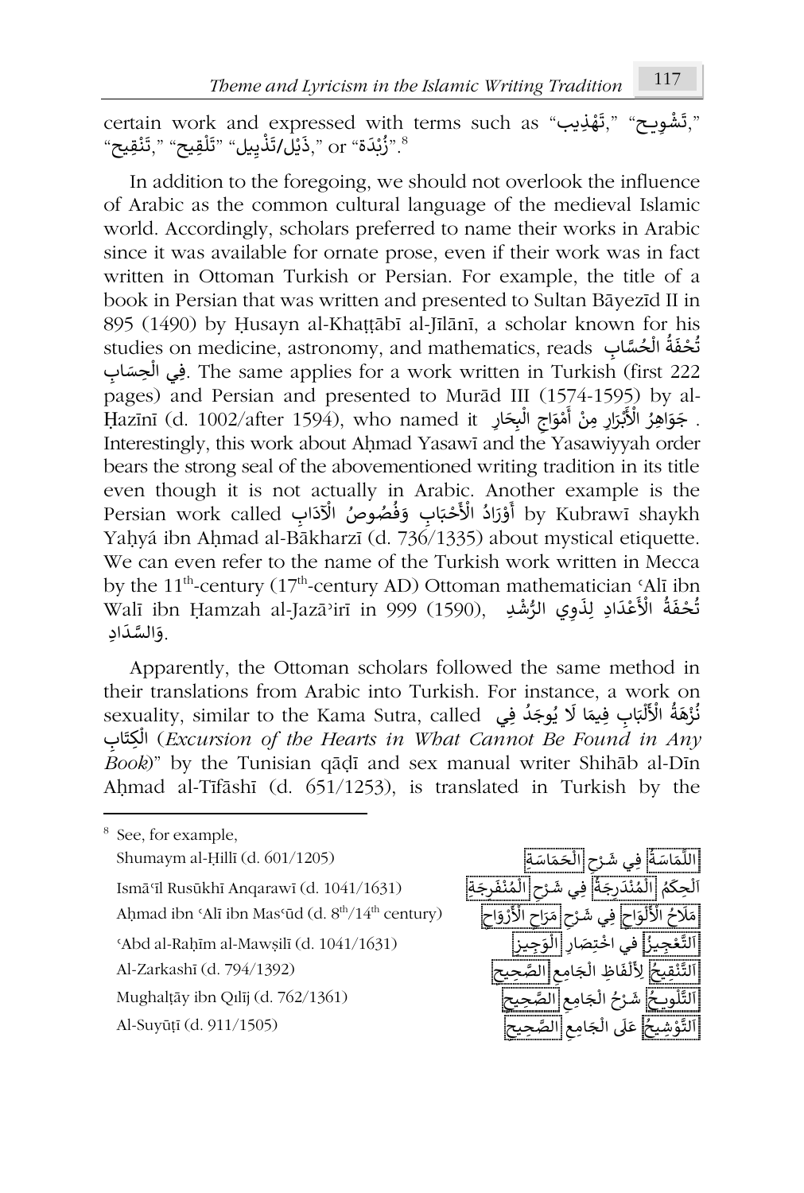certain work and expressed with terms such as "تَشْوِيح", "تَهْذِيب", "تَنْقِيح", "تَلْقِيح" "ذَيْل/تَذْيِيل", or "زُبْدَة".[8]

In addition to the foregoing, we should not overlook the influence of Arabic as the common cultural language of the medieval Islamic world. Accordingly, scholars preferred to name their works in Arabic since it was available for ornate prose, even if their work was in fact written in Ottoman Turkish or Persian. For example, the title of a book in Persian that was written and presented to Sultan Bāyezīd II in 895 (1490) by Ḥusayn al-Khaṭṭābī al-Jīlānī, a scholar known for his studies on medicine, astronomy, and mathematics, reads تُحْفَةُ الْحُسَّابِ فِي الْحِسَابِ. The same applies for a work written in Turkish (first 222 pages) and Persian and presented to Murād III (1574-1595) by al-Ḥazīnī (d. 1002/after 1594), who named it جَوَاهِرُ الْأَبْرَارِ مِنْ أَمْوَاجِ الْبِحَارِ. Interestingly, this work about Aḥmad Yasawī and the Yasawiyyah order bears the strong seal of the abovementioned writing tradition in its title even though it is not actually in Arabic. Another example is the Persian work called أَوْرَادُ الْأَحْبَابِ وَفُصُوصُ الْآدَابِ by Kubrawī shaykh Yaḥyá ibn Aḥmad al-Bākharzī (d. 736/1335) about mystical etiquette. We can even refer to the name of the Turkish work written in Mecca by the 11th-century (17th-century AD) Ottoman mathematician ʿAlī ibn Walī ibn Ḥamzah al-Jazāʾirī in 999 (1590), تُحْفَةُ الْأَعْدَادِ لِذَوِي الرُّشْدِ وَالسَّدَادِ.

Apparently, the Ottoman scholars followed the same method in their translations from Arabic into Turkish. For instance, a work on sexuality, similar to the Kama Sutra, called نُزْهَةُ الْأَلْبَابِ فِيمَا لَا يُوجَدُ فِي الْكِتَابِ (*Excursion of the Hearts in What Cannot Be Found in Any Book*)" by the Tunisian qāḍī and sex manual writer Shihāb al-Dīn Aḥmad al-Tīfāshī (d. 651/1253), is translated in Turkish by the

---

[8] See, for example,

| | |
|---|---|
| Shumaym al-Ḥillī (d. 601/1205) | اللَّمَاسَةُ فِي شَرْحِ الحَمَاسَةِ |
| Ismāʿīl Rusūkhī Anqarawī (d. 1041/1631) | اَلحِكَمُ الْمُنْدَرِجَةُ فِي شَرْحِ الْمُنْفَرِجَةِ |
| Aḥmad ibn ʿAlī ibn Masʿūd (d. 8th/14th century) | مَلَاحُ الْأَلْوَاحِ فِي شَرْحِ مَرَاحِ الْأَرْوَاحِ |
| ʿAbd al-Raḥīm al-Mawṣilī (d. 1041/1631) | اَلتَّعْجِيزُ فِي اخْتِصَارِ الْوَجِيزِ |
| Al-Zarkashī (d. 794/1392) | اَلتَّنْقِيحُ لِأَلْفَاظِ الْجَامِعِ الصَّحِيحِ |
| Mughalṭāy ibn Qılıj (d. 762/1361) | اَلتَّلْوِيحُ شَرْحُ الْجَامِعِ الصَّحِيحِ |
| Al-Suyūṭī (d. 911/1505) | اَلتَّوْشِيحُ عَلَى الْجَامِعِ الصَّحِيحِ |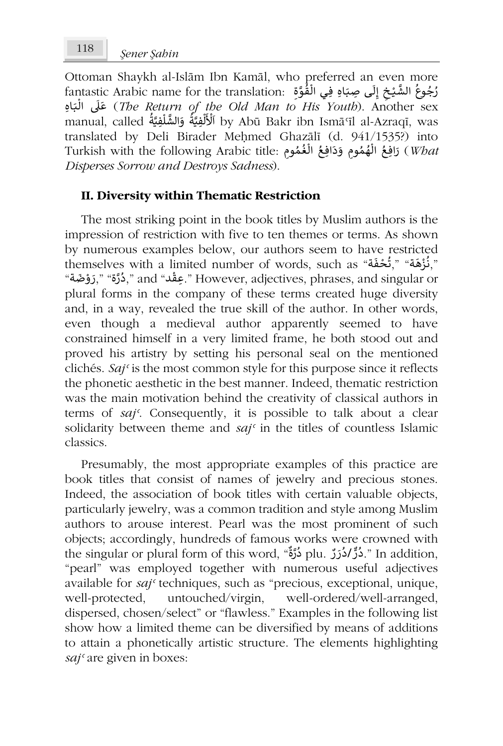Ottoman Shaykh al-Islām Ibn Kamāl, who preferred an even more fantastic Arabic name for the translation: رُجُوعُ الشَّيْخِ إِلَى صِبَاهِ فِي الْقُوَّةِ عَلَى الْبَاهِ (*The Return of the Old Man to His Youth*). Another sex manual, called اَلْأَلْفِيَّةُ وَالشَّلْفِيَّةُ by Abū Bakr ibn Ismāʿīl al-Azraqī, was translated by Deli Birader Meḥmed Ghazālī (d. 941/1535?) into Turkish with the following Arabic title: رَافِعُ الْهُمُومِ وَدَافِعُ الْغُمُوم (*What Disperses Sorrow and Destroys Sadness*).

## II. Diversity within Thematic Restriction

The most striking point in the book titles by Muslim authors is the impression of restriction with five to ten themes or terms. As shown by numerous examples below, our authors seem to have restricted themselves with a limited number of words, such as "تُحْفَة," "نُزْهَة," "رَوْضَة," "دُرَّة," and "عِقْد." However, adjectives, phrases, and singular or plural forms in the company of these terms created huge diversity and, in a way, revealed the true skill of the author. In other words, even though a medieval author apparently seemed to have constrained himself in a very limited frame, he both stood out and proved his artistry by setting his personal seal on the mentioned clichés. *Sajʿ* is the most common style for this purpose since it reflects the phonetic aesthetic in the best manner. Indeed, thematic restriction was the main motivation behind the creativity of classical authors in terms of *sajʿ*. Consequently, it is possible to talk about a clear solidarity between theme and *sajʿ* in the titles of countless Islamic classics.

Presumably, the most appropriate examples of this practice are book titles that consist of names of jewelry and precious stones. Indeed, the association of book titles with certain valuable objects, particularly jewelry, was a common tradition and style among Muslim authors to arouse interest. Pearl was the most prominent of such objects; accordingly, hundreds of famous works were crowned with the singular or plural form of this word, "دُرَّةٌ plu. دُرٌّ/دُرَرٌ." In addition, "pearl" was employed together with numerous useful adjectives available for *sajʿ* techniques, such as "precious, exceptional, unique, well-protected, untouched/virgin, well-ordered/well-arranged, dispersed, chosen/select" or "flawless." Examples in the following list show how a limited theme can be diversified by means of additions to attain a phonetically artistic structure. The elements highlighting *sajʿ* are given in boxes: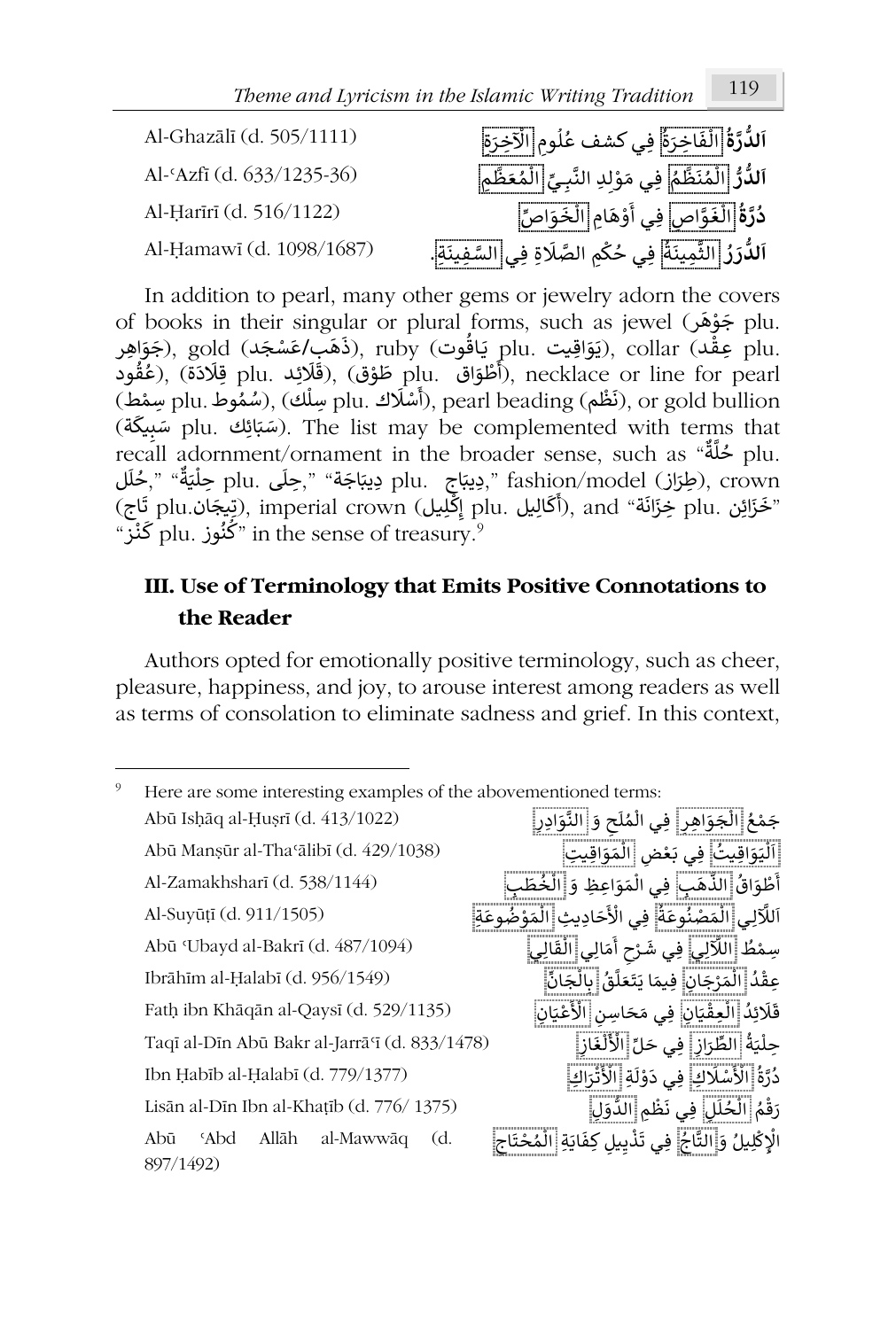| | |
|---|---|
| Al-Ghazālī (d. 505/1111) | اَلدُّرَّةُ الْفَاخِرَةُ فِي كشف عُلُومِ الْآخِرَةِ |
| Al-ʿAzfī (d. 633/1235-36) | اَلدُّرُّ الْمُنَظَّمُ فِي مَوْلِدِ النَّبِيِّ الْمُعَظَّمِ |
| Al-Ḥarīrī (d. 516/1122) | دُرَّةُ الْغَوَّاصِ فِي أَوْهَامِ الْخَوَاصِّ |
| Al-Ḥamawī (d. 1098/1687) | اَلدُّرَرُ الثَّمِينَةُ فِي حُكْمِ الصَّلَاةِ فِي السَّفِينَةِ. |

In addition to pearl, many other gems or jewelry adorn the covers of books in their singular or plural forms, such as jewel (جَوْهَر plu. جَوَاهِر), gold (ذَهَب/عَسْجَد), ruby (يَاقُوت plu. يَوَاقِيت), collar (عِقْد plu. عُقُود), (قِلَادَة plu. قَلَائِد), (طَوْق plu. أَطْوَاق), necklace or line for pearl (سِمْط plu. سُمُوط), (سِلْك plu. أَسْلَاك), pearl beading (نَظْم), or gold bullion (سَبِيكَة plu. سَبَائِك). The list may be complemented with terms that recall adornment/ornament in the broader sense, such as "حُلَّةٌ plu. حُلَل," "حِلْيَةٌ plu. حِلَى," "دِيبَاجَة plu. دِيبَاج," fashion/model (طِرَاز), crown (تَاج plu.تِيجَان), imperial crown (إِكْلِيل plu. أَكَالِيل), and "خِزَانَة plu. خَزَائِن" "كَنْز plu. كُنُوز" in the sense of treasury.[9]

## III. Use of Terminology that Emits Positive Connotations to the Reader

Authors opted for emotionally positive terminology, such as cheer, pleasure, happiness, and joy, to arouse interest among readers as well as terms of consolation to eliminate sadness and grief. In this context,

---

[9] Here are some interesting examples of the abovementioned terms:

| | |
|---|---|
| Abū Isḥāq al-Ḥuṣrī (d. 413/1022) | جَمْعُ الْجَوَاهِرِ فِي الْمُلَحِ وَ النَّوَادِرِ |
| Abū Manṣūr al-Thaʿālibī (d. 429/1038) | اَلْيَوَاقِيتُ فِي بَعْضِ الْمَوَاقِيتِ |
| Al-Zamakhsharī (d. 538/1144) | أَطْوَاقُ الذَّهَبِ فِي الْمَوَاعِظِ وَ الْخُطَبِ |
| Al-Suyūṭī (d. 911/1505) | اَللَّآلِي الْمَصْنُوعَةُ فِي الْأَحَادِيثِ الْمَوْضُوعَةِ |
| Abū ʿUbayd al-Bakrī (d. 487/1094) | سِمْطُ اللَّآلِي فِي شَرْحِ أَمَالِي الْقَالِي |
| Ibrāhīm al-Ḥalabī (d. 956/1549) | عِقْدُ الْمَرْجَانِ فِيمَا يَتَعَلَّقُ بِالْجَانِّ |
| Fatḥ ibn Khāqān al-Qaysī (d. 529/1135) | قَلَائِدُ الْعِقْيَانِ فِي مَحَاسِنِ الْأَعْيَانِ |
| Taqī al-Dīn Abū Bakr al-Jarrāʿī (d. 833/1478) | حِلْيَةُ الطِّرَازِ فِي حَلِّ الْأَلْغَازِ |
| Ibn Ḥabīb al-Ḥalabī (d. 779/1377) | دُرَّةُ الْأَسْلَاكِ فِي دَوْلَةِ الْأَتْرَاكِ |
| Lisān al-Dīn Ibn al-Khaṭīb (d. 776/ 1375) | رَقْمُ الْحُلَلِ فِي نَظْمِ الدُّوَلِ |
| Abū ʿAbd Allāh al-Mawwāq (d. 897/1492) | الْإِكْلِيلُ وَالتَّاجُ فِي تَذْيِيلِ كِفَايَةِ الْمُحْتَاجِ |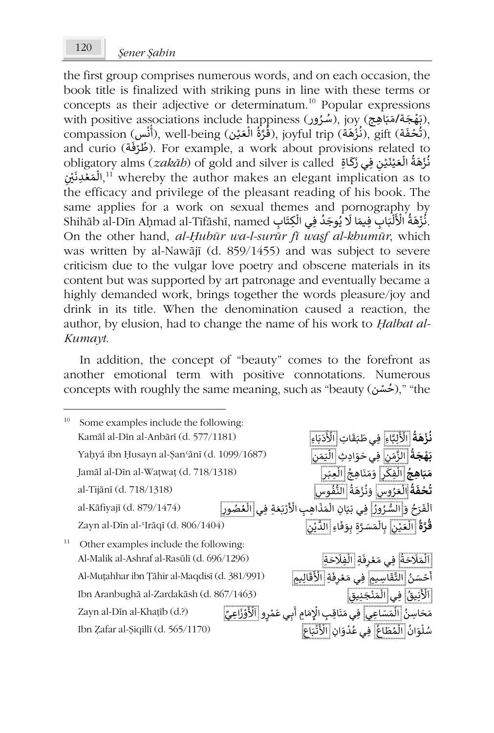the first group comprises numerous words, and on each occasion, the book title is finalized with striking puns in line with these terms or concepts as their adjective or determinatum.[10] Popular expressions with positive associations include happiness (سُرُور), joy (بَهْجَة/مَبَاهِج), compassion (أُنْس), well-being (قُرَّةُ الْعَيْن), joyful trip (نُزْهَة), gift (تُحْفَة), and curio (طُرْفَة). For example, a work about provisions related to obligatory alms (*zakāh*) of gold and silver is called نُزْهَةُ الْعَيْنَيْنِ فِي زَكَاةِ الْمَعْدِنَيْنِ,[11] whereby the author makes an elegant implication as to the efficacy and privilege of the pleasant reading of his book. The same applies for a work on sexual themes and pornography by Shihāb al-Dīn Aḥmad al-Tīfāshī, named نُزْهَةُ الْأَلْبَابِ فِيمَا لَا يُوجَدُ فِي الْكِتَابِ. On the other hand, *al-Ḥubūr wa-l-surūr fī waṣf al-khumūr*, which was written by al-Nawājī (d. 859/1455) and was subject to severe criticism due to the vulgar love poetry and obscene materials in its content but was supported by art patronage and eventually became a highly demanded work, brings together the words pleasure/joy and drink in its title. When the denomination caused a reaction, the author, by elusion, had to change the name of his work to *Ḥalbat al-Kumayt.*

In addition, the concept of "beauty" comes to the forefront as another emotional term with positive connotations. Numerous concepts with roughly the same meaning, such as "beauty (حُسْن)," "the

---

[10] Some examples include the following:

| | |
|---|---|
| Kamāl al-Dīn al-Anbārī (d. 577/1181) | نُزْهَةُ الْأَلِبَّاءِ فِي طَبَقَاتِ الْأُدَبَاءِ |
| Yaḥyá ibn Ḥusayn al-Ṣanʿānī (d. 1099/1687) | بَهْجَةُ الزَّمَنِ فِي حَوَادِثِ الْيَمَنِ |
| Jamāl al-Dīn al-Waṭwaṭ (d. 718/1318) | مَبَاهِجُ الْفِكَرِ وَمَنَاهِجُ الْعِبَرِ |
| al-Tijānī (d. 718/1318) | تُحْفَةُ الْعَرُوسِ وَنُزْهَةُ النُّفُوسِ |
| al-Kāfiyajī (d. 879/1474) | اَلْفَرَحُ وَالسُّرُورُ فِي بَيَانِ الْمَذَاهِبِ الْأَرْبَعَةِ فِي الْعُصُورِ |
| Zayn al-Dīn al-ʿIrāqī (d. 806/1404) | قُرَّةُ الْعَيْنِ بِالْمَسَرَّةِ بِوَفَاءِ الدَّيْنِ |

[11] Other examples include the following:

| | |
|---|---|
| Al-Malik al-Ashraf al-Rasūlī (d. 696/1296) | اَلْمَلَاحَةُ فِي مَعْرِفَةِ الْفِلَاحَةِ |
| Al-Muṭahhar ibn Ṭāhir al-Maqdisī (d. 381/991) | أَحْسَنُ التَّقَاسِيمِ فِي مَعْرِفَةِ الْأَقَالِيمِ |
| Ibn Aranbughā al-Zardakāsh (d. 867/1463) | اَلْأَنِيقُ فِي الْمَنْجَنِيقِ |
| Zayn al-Dīn al-Khaṭīb (d.?) | مَحَاسِنُ الْمَسَاعِي فِي مَنَاقِبِ الْإِمَامِ أَبِي عَمْرٍو اَلْأَوْزَاعِيِّ |
| Ibn Ẓafar al-Ṣiqillī (d. 565/1170) | سُلْوَانُ الْمُطَاعِ فِي عُدْوَانِ الْأَتْبَاعِ |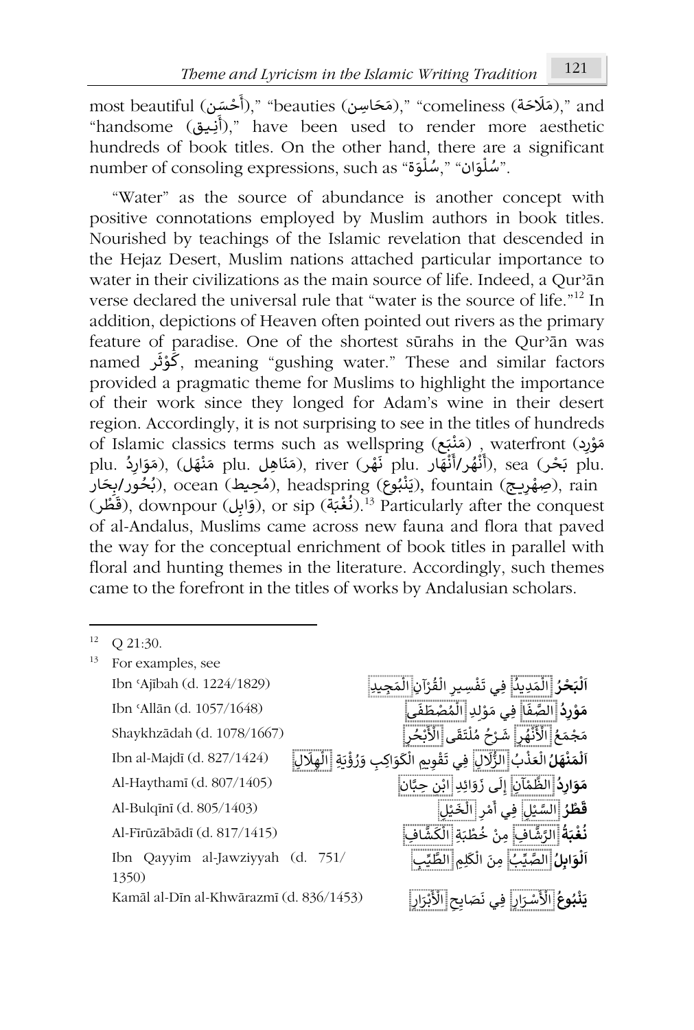most beautiful (أَحْسَن)," "beauties (مَحَاسِن)," "comeliness (مَلَاحَة)," and "handsome (أَنِيق)," have been used to render more aesthetic hundreds of book titles. On the other hand, there are a significant number of consoling expressions, such as "سُلْوَة," "سُلْوَان".

"Water" as the source of abundance is another concept with positive connotations employed by Muslim authors in book titles. Nourished by teachings of the Islamic revelation that descended in the Hejaz Desert, Muslim nations attached particular importance to water in their civilizations as the main source of life. Indeed, a Qurʾān verse declared the universal rule that "water is the source of life."[12] In addition, depictions of Heaven often pointed out rivers as the primary feature of paradise. One of the shortest sūrahs in the Qurʾān was named كَوْثَر, meaning "gushing water." These and similar factors provided a pragmatic theme for Muslims to highlight the importance of their work since they longed for Adam's wine in their desert region. Accordingly, it is not surprising to see in the titles of hundreds of Islamic classics terms such as wellspring (مَنْبَع) , waterfront مَوْرِد plu. (مَوَارِدُ), (مَنْهَل plu. مَنَاهِل), river (نَهْر plu. أَنْهُر/أَنْهَار), sea (بَحْر plu. بُحُور/بِحَار), ocean (مُحِيط), headspring (يَنْبُوع), fountain (صِهْرِيج), rain (قَطْر), downpour (وَابِل), or sip (نُغْبَة).[13] Particularly after the conquest of al-Andalus, Muslims came across new fauna and flora that paved the way for the conceptual enrichment of book titles in parallel with floral and hunting themes in the literature. Accordingly, such themes came to the forefront in the titles of works by Andalusian scholars.

---

[12] Q 21:30.

[13] For examples, see

| | |
|---|---|
| Ibn ʿAjībah (d. 1224/1829) | اَلْبَحْرُ الْمَدِيدُ فِي تَفْسِيرِ الْقُرْآنِ الْمَجِيدِ |
| Ibn ʿAllān (d. 1057/1648) | مَوْرِدُ الصَّفَا فِي مَوْلِدِ الْمُصْطَفَى |
| Shaykhzādah (d. 1078/1667) | مَجْمَعُ الْأَنْهُرِ شَرْحُ مُلْتَقَى الْأَبْحُرِ |
| Ibn al-Majdī (d. 827/1424) | اَلْمَنْهَلُ الْعَذْبُ الزُّلَالُ فِي تَقْوِيمِ الْكَوَاكِبِ وَرُؤْيَةِ الْهِلَالِ |
| Al-Haythamī (d. 807/1405) | مَوَارِدُ الظَّمْآنِ إِلَى زَوَائِدِ ابْنِ حِبَّانَ |
| Al-Bulqīnī (d. 805/1403) | قَطْرُ السَّيْلِ فِي أَمْرِ الْخَيْلِ |
| Al-Fīrūzābādī (d. 817/1415) | نُغْبَةُ الرَّشَّافِ مِنْ خُطْبَةِ الْكَشَّافِ |
| Ibn Qayyim al-Jawziyyah (d. 751/1350) | اَلْوَابِلُ الصَّيِّبُ مِنَ الْكَلِمِ الطَّيِّبِ |
| Kamāl al-Dīn al-Khwārazmī (d. 836/1453) | يَنْبُوعُ الْأَسْرَارِ فِي نَصَايِحِ الْأَبْرَارِ |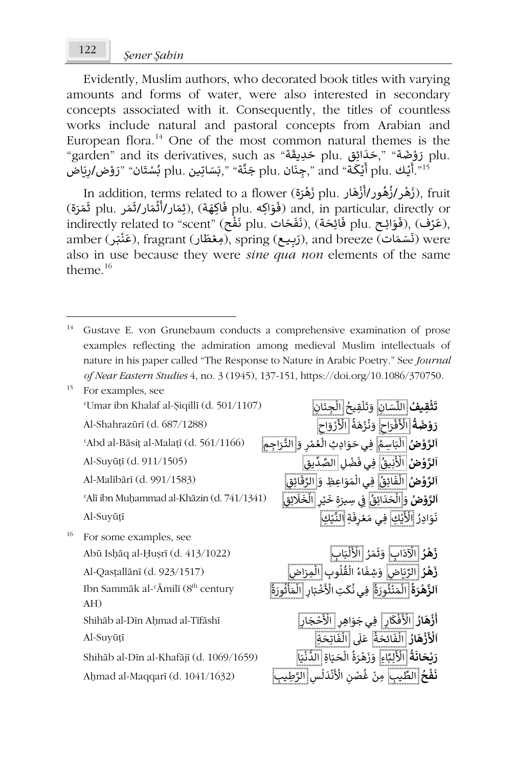Evidently, Muslim authors, who decorated book titles with varying amounts and forms of water, were also interested in secondary concepts associated with it. Consequently, the titles of countless works include natural and pastoral concepts from Arabian and European flora.[14] One of the most common natural themes is the "garden" and its derivatives, such as "حَدِيقَة plu. حَدَائِق," "رَوْضَة plu. رَوْض/رِيَاض" "بُسْتَان plu. بَسَاتِين," "جَنَّة plu. جِنَان," and "أَيْكَة plu. أَيْك."[15]

In addition, terms related to a flower (زَهْرَة plu. زَهْر/زُهُور/أَزْهَار), fruit (ثَمَرَة plu. ثِمَار/أَثْمَار/ثَمَر), (فَاكِهَة plu. فَوَاكِه) and, in particular, directly or indirectly related to "scent" (نَفْح plu. نَفَحَات), (فَائِحَة plu. فَوَائِح), (عَرْف), amber (عَنْبَر), fragrant (مِعْطَار), spring (رَبِيع), and breeze (نَسَمَات) were also in use because they were *sine qua non* elements of the same theme.[16]

---

[14] Gustave E. von Grunebaum conducts a comprehensive examination of prose examples reflecting the admiration among medieval Muslim intellectuals of nature in his paper called "The Response to Nature in Arabic Poetry." See *Journal of Near Eastern Studies* 4, no. 3 (1945), 137-151, https://doi.org/10.1086/370750.

[15] For examples, see

| | |
|---|---|
| ʿUmar ibn Khalaf al-Ṣiqillī (d. 501/1107) | **تَثْقِيفُ** اللِّسَانِ وَتَلْقِيحُ الْجِنَانِ |
| Al-Shahrazūrī (d. 687/1288) | **رَوْضَةُ** الْأَفْرَاحِ وَنُزْهَةُ الْأَرْوَاحِ |
| ʿAbd al-Bāsiṭ al-Malaṭī (d. 561/1166) | **اَلرَّوْضُ** الْبَاسِمُ فِي حَوَادِثِ الْعُمْرِ وَالتَّرَاجِمِ |
| Al-Suyūṭī (d. 911/1505) | **اَلرَّوْضُ** الْأَنِيقُ فِي فَضْلِ الصِّدِّيقِ |
| Al-Malībārī (d. 991/1583) | **اَلرَّوْضُ** الْفَائِقُ فِي الْمَوَاعِظِ وَالرَّقَائِقِ |
| ʿAlī ibn Muḥammad al-Khāzin (d. 741/1341) | **اَلرَّوْضُ** وَالْحَدَائِقُ فِي سِيرَةِ خَيْرِ الْخَلَائِقِ |
| Al-Suyūṭī | نَوَادِرُ الْأَيْكِ فِي مَعْرِفَةِ النَّيْكِ |

[16] For some examples, see

| | |
|---|---|
| Abū Isḥāq al-Ḥuṣrī (d. 413/1022) | **زَهْرُ** الْآدَابِ وَثَمَرُ الْأَلْبَابِ |
| Al-Qasṭallānī (d. 923/1517) | **زَهْرُ** الرِّيَاضِ وَشِفَاءُ الْقُلُوبِ الْمِرَاضِ |
| Ibn Sammāk al-ʿĀmilī (8th century AH) | **اَلزَّهْرَةُ** الْمَنْثُورَةُ فِي نُكَتِ الْأَخْبَارِ الْمَأْثُورَةِ |
| Shihāb al-Dīn Aḥmad al-Tīfāshī | **أَزْهَارُ** الْأَفْكَارِ فِي جَوَاهِرِ الْأَحْجَارِ |
| Al-Suyūṭī | **اَلْأَزْهَارُ** الْفَائِحَةُ عَلَى الْفَاتِحَةِ |
| Shihāb al-Dīn al-Khafājī (d. 1069/1659) | **رَيْحَانَةُ** الْأَلِبَّاءِ وَزَهْرَةُ الْحَيَاةِ الدُّنْيَا |
| Aḥmad al-Maqqarī (d. 1041/1632) | **نَفْحُ** الطِّيبِ مِنْ غُصْنِ الْأَنْدَلُسِ الرَّطِيبِ |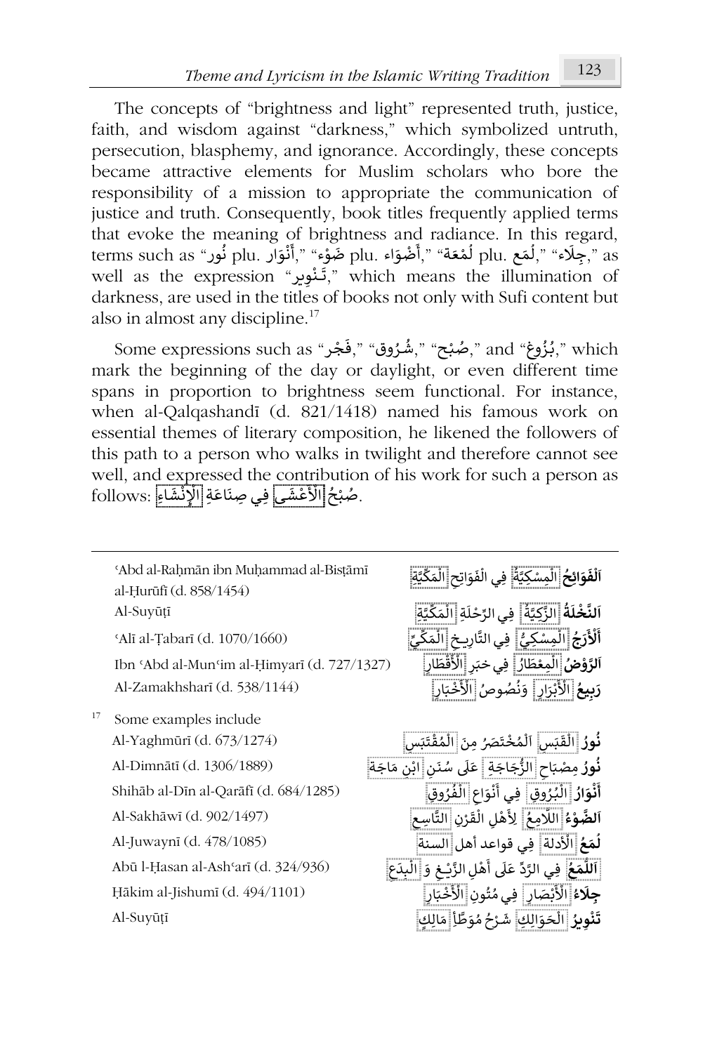The concepts of "brightness and light" represented truth, justice, faith, and wisdom against "darkness," which symbolized untruth, persecution, blasphemy, and ignorance. Accordingly, these concepts became attractive elements for Muslim scholars who bore the responsibility of a mission to appropriate the communication of justice and truth. Consequently, book titles frequently applied terms that evoke the meaning of brightness and radiance. In this regard, terms such as "نُور plu. أَنْوَار," "ضَوْء plu. أَضْوَاء," "لُمْعَة plu. لُمَع," "جِلَاء," as well as the expression "تَـنْوِير," which means the illumination of darkness, are used in the titles of books not only with Sufi content but also in almost any discipline.[17]

Some expressions such as "فَجْر," "شُرُوق," "صُبْح," and "بُزُوغ," which mark the beginning of the day or daylight, or even different time spans in proportion to brightness seem functional. For instance, when al-Qalqashandī (d. 821/1418) named his famous work on essential themes of literary composition, he likened the followers of this path to a person who walks in twilight and therefore cannot see well, and expressed the contribution of his work for such a person as follows: صُبْحُ الْأَعْشَى فِي صِنَاعَةِ الْإِنْشَاءِ.

---

| | |
|---|---|
| ʿAbd al-Raḥmān ibn Muḥammad al-Bisṭāmī al-Ḥurūfī (d. 858/1454) | اَلْفَوَائِحُ الْمِسْكِيَّةُ فِي الْفَوَاتِحِ الْمَكِّيَّةِ |
| Al-Suyūṭī | اَلنَّحْلَةُ الزَّكِيَّةُ فِي الرِّحْلَةِ الْمَكِّيَّةِ |
| ʿAlī al-Ṭabarī (d. 1070/1660) | أَلْأَرَجُ الْمِسْكِيُّ فِي التَّارِيخِ الْمَكِّيِّ |
| Ibn ʿAbd al-Munʿim al-Ḥimyarī (d. 727/1327) | اَلرَّوْضُ الْمِعْطَارُ فِي خبَرِ الْأَقْطَارِ |
| Al-Zamakhsharī (d. 538/1144) | رَبِيعُ الْأَبْرَارِ وَنُصُوصُ الْأَخْبَارِ |

[17] Some examples include

| | |
|---|---|
| Al-Yaghmūrī (d. 673/1274) | نُورُ الْقَبَسِ اَلْمُخْتَصَرُ مِنَ الْمُقْتَبَسِ |
| Al-Dimnātī (d. 1306/1889) | نُورُ مِصْبَاحِ الزُّجَاجَةِ عَلَى سُنَنِ ابْنِ مَاجَةَ |
| Shihāb al-Dīn al-Qarāfī (d. 684/1285) | أَنْوَارُ الْبُرُوقِ فِي أَنْوَاعِ الْفُرُوقِ |
| Al-Sakhāwī (d. 902/1497) | اَلضَّوْءُ اللَّامِعُ لِأَهْلِ الْقَرْنِ التَّاسِعِ |
| Al-Juwaynī (d. 478/1085) | لُمَعُ الأدلة فِي قواعد أهل السنة |
| Abū l-Ḥasan al-Ashʿarī (d. 324/936) | اَللُّمَعُ فِي الرَّدِّ عَلَى أَهْلِ الزَّيْغِ وَ الْبِدَعِ |
| Ḥākim al-Jishumī (d. 494/1101) | جِلَاءُ الْأَبْصَارِ فِي مُتُونِ الْأَخْبَارِ |
| Al-Suyūṭī | تَنْوِيرُ الْحَوَالِكِ شَرْحُ مُوَطَّأِ مَالِكٍ |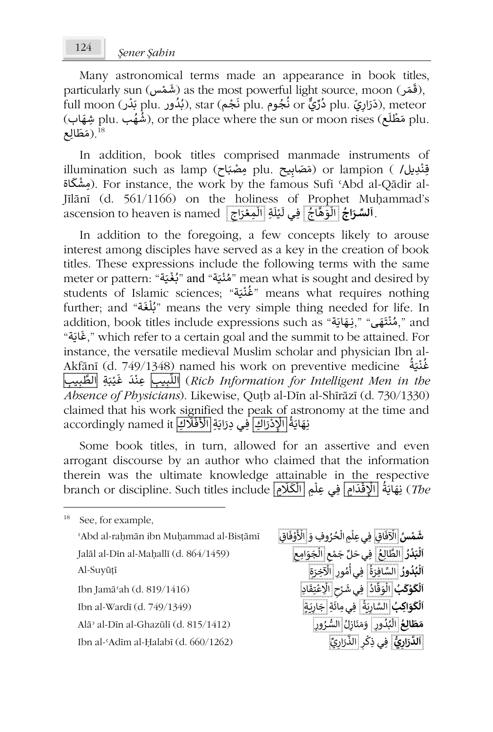Many astronomical terms made an appearance in book titles, particularly sun (شَمْس) as the most powerful light source, moon (قَمَر), full moon (بَدْر plu. بُدُور), star (نَجْم plu. نُجُوم or دُرِّيٌّ plu. دَرَارِيّ), meteor (شِهَاب plu. شُهُب), or the place where the sun or moon rises (مَطْلَع plu. مَطَالِع).[18]

In addition, book titles comprised manmade instruments of illumination such as lamp (مِصْبَاح plu. مَصَابِيح) or lampion (قِنْدِيل/ مِشْكَاة). For instance, the work by the famous Sufi ʿAbd al-Qādir al-Jīlānī (d. 561/1166) on the holiness of Prophet Muḥammad's ascension to heaven is named اَلسِّرَاجُ الْوَهَّاجُ فِي لَيْلَةِ الْمِعْرَاجِ.

In addition to the foregoing, a few concepts likely to arouse interest among disciples have served as a key in the creation of book titles. These expressions include the following terms with the same meter or pattern: "بُغْيَة" and "مُنْيَة" mean what is sought and desired by students of Islamic sciences; "غُنْيَة" means what requires nothing further; and "بُلْغَة" means the very simple thing needed for life. In addition, book titles include expressions such as "نِهَايَة," "مُنْتَهَى," and "غَايَة," which refer to a certain goal and the summit to be attained. For instance, the versatile medieval Muslim scholar and physician Ibn al-Akfānī (d. 749/1348) named his work on preventive medicine غُنْيَةُ اللَّبِيبِ عِنْدَ غَيْبَةِ الطَّبِيبِ (*Rich Information for Intelligent Men in the Absence of Physicians*). Likewise, Quṭb al-Dīn al-Shīrāzī (d. 730/1330) claimed that his work signified the peak of astronomy at the time and accordingly named it نِهَايَةُ الْإِدْرَاكِ فِي دِرَايَةِ الْأَفْلَاكِ

Some book titles, in turn, allowed for an assertive and even arrogant discourse by an author who claimed that the information therein was the ultimate knowledge attainable in the respective branch or discipline. Such titles include نِهَايَةُ الْإِقْدَامِ فِي عِلْمِ الْكَلَامِ (*The*

---

[18] See, for example,

| | |
|---|---|
| ʿAbd al-raḥmān ibn Muḥammad al-Bisṭāmī | شَمْسُ الْآفَاقِ فِي عِلْمِ الْحُرُوفِ وَ الْأَوْفَاقِ |
| Jalāl al-Dīn al-Maḥallī (d. 864/1459) | اَلْبَدْرُ الطَّالِعُ فِي حَلِّ جَمْعِ الْجَوَامِعِ |
| Al-Suyūṭī | اَلْبُدُورُ السَّافِرَةُ فِي أُمُورِ الْآخِرَةِ |
| Ibn Jamāʿah (d. 819/1416) | اَلْكَوْكَبُ الْوَقَّادُ فِي شَرْحِ الْإِعْتِقَادِ |
| Ibn al-Wardī (d. 749/1349) | اَلْكَوَاكِبُ السَّارِيَةُ فِي مِائَةِ جَارِيَةٍ |
| Alāʾ al-Dīn al-Ghazūlī (d. 815/1412) | مَطَالِعُ الْبُدُورِ وَمَنَازِلُ السُّرُورِ |
| Ibn al-ʿAdīm al-Ḥalabī (d. 660/1262) | اَلدَّرَارِيُّ فِي ذِكْرِ الذَّرَارِيِّ |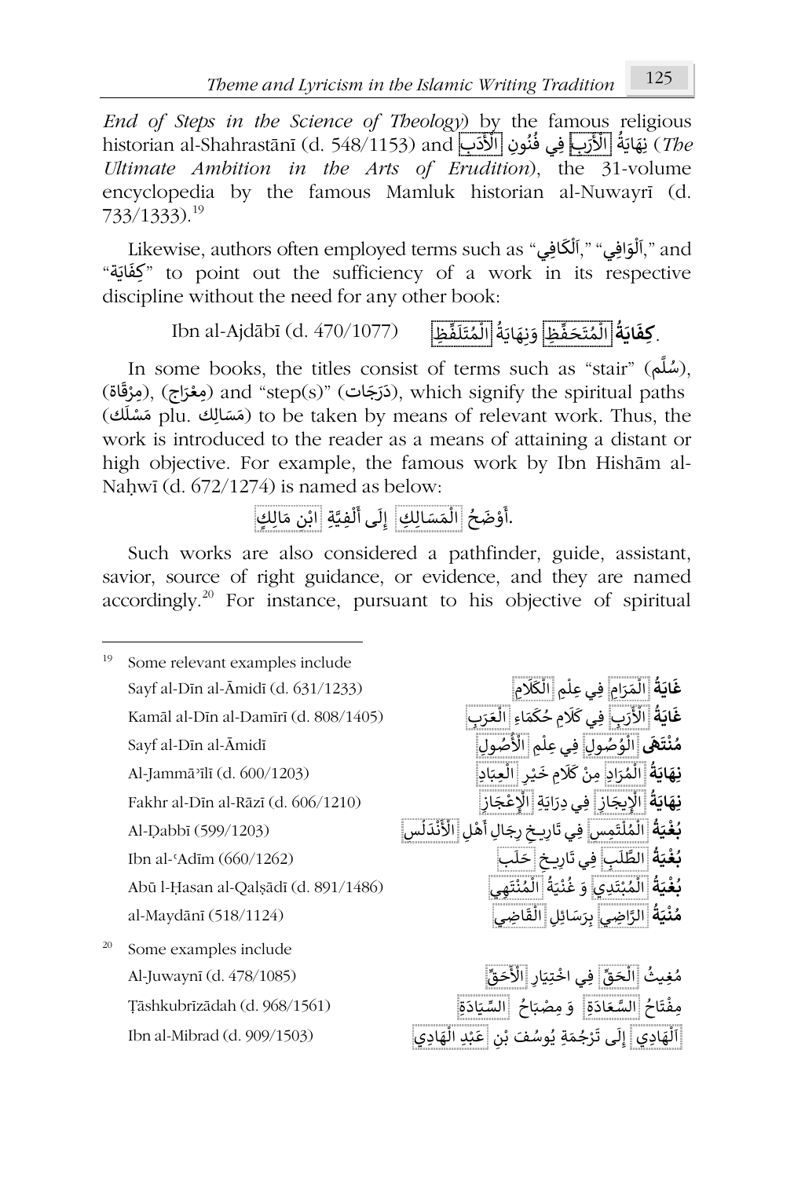*End of Steps in the Science of Theology*) by the famous religious historian al-Shahrastānī (d. 548/1153) and نِهَايَةُ الْأَرَبِ فِي فُنُونِ الْأَدَبِ (*The Ultimate Ambition in the Arts of Erudition*), the 31-volume encyclopedia by the famous Mamluk historian al-Nuwayrī (d. 733/1333).[19]

Likewise, authors often employed terms such as "اَلْكَافِي," "اَلْوَافِي," and "كِفَايَة" to point out the sufficiency of a work in its respective discipline without the need for any other book:

Ibn al-Ajdābī (d. 470/1077) كِفَايَةُ الْمُتَحَفِّظِ وَنِهَايَةُ الْمُتَلَفِّظِ.

In some books, the titles consist of terms such as "stair" (سُلَّم), (مِرْقَاة), (مِعْرَاج) and "step(s)" (دَرَجَات), which signify the spiritual paths (مَسْلَك plu. مَسَالِك) to be taken by means of relevant work. Thus, the work is introduced to the reader as a means of attaining a distant or high objective. For example, the famous work by Ibn Hishām al-Naḥwī (d. 672/1274) is named as below:

أَوْضَحُ الْمَسَالِكِ إِلَى أَلْفِيَّةِ ابْنِ مَالِكٍ.

Such works are also considered a pathfinder, guide, assistant, savior, source of right guidance, or evidence, and they are named accordingly.[20] For instance, pursuant to his objective of spiritual

---

[19] Some relevant examples include

| | |
|---|---|
| Sayf al-Dīn al-Āmidī (d. 631/1233) | غَايَةُ الْمَرَامِ فِي عِلْمِ الْكَلَامِ |
| Kamāl al-Dīn al-Damīrī (d. 808/1405) | غَايَةُ الْأَرَبِ فِي كَلَامِ حُكَمَاءِ الْعَرَبِ |
| Sayf al-Dīn al-Āmidī | مُنْتَهَى الْوُصُولِ فِي عِلْمِ الْأُصُولِ |
| Al-Jammāʾīlī (d. 600/1203) | نِهَايَةُ الْمُرَادِ مِنْ كَلَامِ خَيْرِ الْعِبَادِ |
| Fakhr al-Dīn al-Rāzī (d. 606/1210) | نِهَايَةُ الْإِيجَازِ فِي دِرَايَةِ الْإِعْجَازِ |
| Al-Ḍabbī (599/1203) | بُغْيَةُ الْمُلْتَمِسِ فِي تَارِيخِ رِجَالِ أَهْلِ الْأَنْدَلُسِ |
| Ibn al-ʿAdīm (660/1262) | بُغْيَةُ الطَّلَبِ فِي تَارِيخِ حَلَب |
| Abū l-Ḥasan al-Qalṣādī (d. 891/1486) | بُغْيَةُ الْمُبْتَدِي وَ غُنْيَةُ الْمُنْتَهِي |
| al-Maydānī (518/1124) | مُنْيَةُ الرَّاضِي بِرَسَائِلِ الْقَاضِي |

[20] Some examples include

| | |
|---|---|
| Al-Juwaynī (d. 478/1085) | مُغِيثُ الْحَقِّ فِي اخْتِيَارِ الْأَحَقِّ |
| Ṭāshkubrīzādah (d. 968/1561) | مِفْتَاحُ السَّعَادَةِ وَ مِصْبَاحُ السِّيَادَةِ |
| Ibn al-Mibrad (d. 909/1503) | اَلْهَادِي إِلَى تَرْجَمَةِ يُوسُفَ بْنِ عَبْدِ الْهَادِي |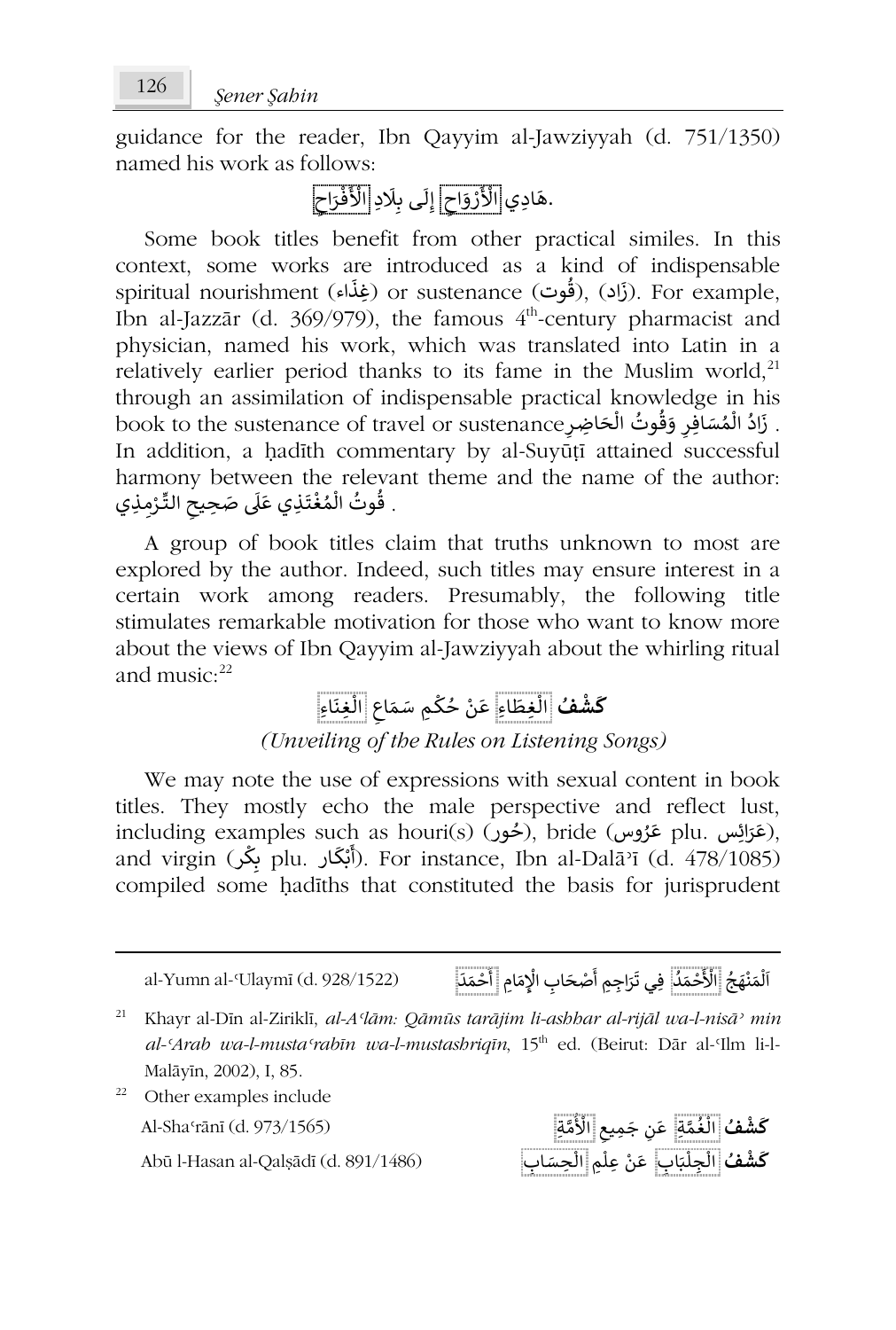guidance for the reader, Ibn Qayyim al-Jawziyyah (d. 751/1350) named his work as follows:

هَادِي الْأَرْوَاحِ إِلَى بِلَادِ الْأَفْرَاحِ.

Some book titles benefit from other practical similes. In this context, some works are introduced as a kind of indispensable spiritual nourishment (غِذَاء) or sustenance (قُوت), (زَاد). For example, Ibn al-Jazzār (d. 369/979), the famous 4th-century pharmacist and physician, named his work, which was translated into Latin in a relatively earlier period thanks to its fame in the Muslim world,[21] through an assimilation of indispensable practical knowledge in his book to the sustenance of travel or sustenance زَادُ الْمُسَافِرِ وَقُوتُ الْحَاضِرِ . In addition, a ḥadīth commentary by al-Suyūṭī attained successful harmony between the relevant theme and the name of the author: قُوتُ الْمُغْتَذِي عَلَى صَحِيحِ التِّرْمِذِي .

A group of book titles claim that truths unknown to most are explored by the author. Indeed, such titles may ensure interest in a certain work among readers. Presumably, the following title stimulates remarkable motivation for those who want to know more about the views of Ibn Qayyim al-Jawziyyah about the whirling ritual and music:[22]

**كَشْفُ** الْغِطَاءِ عَنْ حُكْمِ سَمَاعِ الْغِنَاءِ

*(Unveiling of the Rules on Listening Songs)*

We may note the use of expressions with sexual content in book titles. They mostly echo the male perspective and reflect lust, including examples such as houri(s) (حُور), bride (عَرُوس plu. عَرَائِس), and virgin (بِكْر plu. أَبْكَار). For instance, Ibn al-Dalā'ī (d. 478/1085) compiled some ḥadīths that constituted the basis for jurisprudent

---

al-Yumn al-ʿUlaymī (d. 928/1522) اَلْمَنْهَجُ الْأَحْمَدُ فِي تَرَاجِمِ أَصْحَابِ الْإِمَامِ أَحْمَدَ

[21] Khayr al-Dīn al-Ziriklī, *al-Aʿlām: Qāmūs tarājim li-ashhar al-rijāl wa-l-nisāʾ min al-ʿArab wa-l-mustaʿrabīn wa-l-mustashriqīn*, 15th ed. (Beirut: Dār al-ʿIlm li-l-Malāyīn, 2002), I, 85.

[22] Other examples include

Al-Shaʿrānī (d. 973/1565) **كَشْفُ** الْغُمَّةِ عَنِ جَمِيعِ الْأُمَّةِ

Abū l-Hasan al-Qalṣādī (d. 891/1486) **كَشْفُ** الْجِلْبَابِ عَنْ عِلْمِ الْحِسَابِ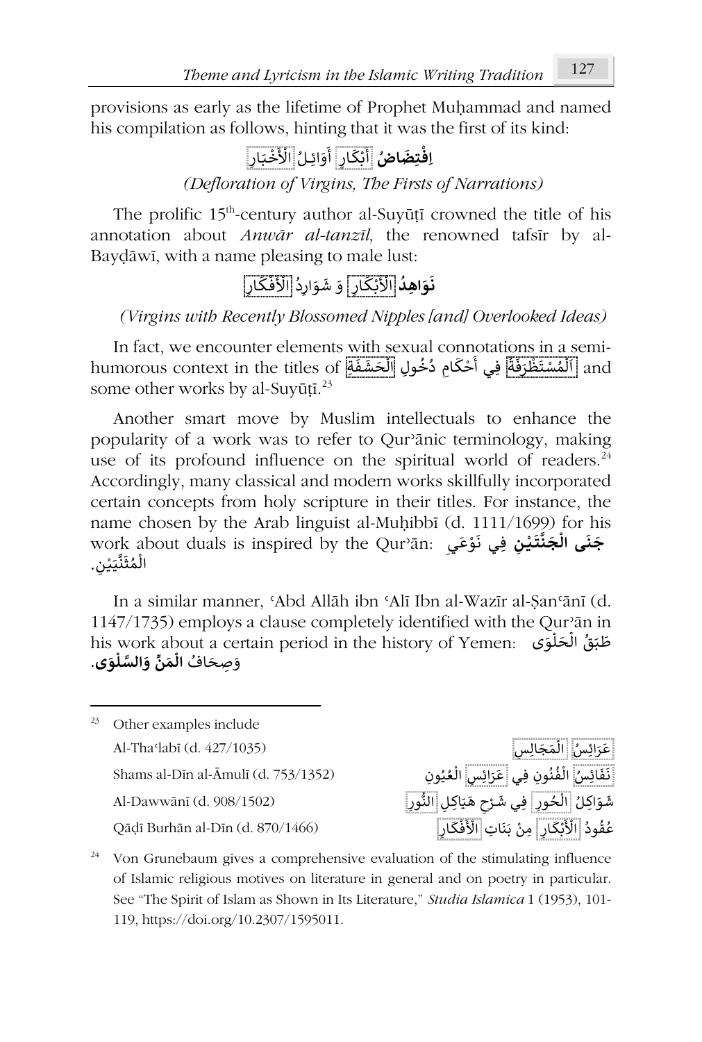provisions as early as the lifetime of Prophet Muḥammad and named his compilation as follows, hinting that it was the first of its kind:

**اِفْتِضَاضُ** أَبْكَارٍ أَوَائِلُ الْأَخْبَارِ

*(Defloration of Virgins, The Firsts of Narrations)*

The prolific 15th-century author al-Suyūṭī crowned the title of his annotation about *Anwār al-tanzīl*, the renowned tafsīr by al-Bayḍāwī, with a name pleasing to male lust:

**نَوَاهِدُ** الْأَبْكَارِ وَ شَوَارِدُ الْأَفْكَارِ

*(Virgins with Recently Blossomed Nipples [and] Overlooked Ideas)*

In fact, we encounter elements with sexual connotations in a semi-humorous context in the titles of اَلْمُسْتَظْرَفَةُ فِي أَحْكَامِ دُخُولِ الْحَشَفَةِ and some other works by al-Suyūṭī.[23]

Another smart move by Muslim intellectuals to enhance the popularity of a work was to refer to Qurʾānic terminology, making use of its profound influence on the spiritual world of readers.[24] Accordingly, many classical and modern works skillfully incorporated certain concepts from holy scripture in their titles. For instance, the name chosen by the Arab linguist al-Muḥibbī (d. 1111/1699) for his work about duals is inspired by the Qurʾān: **جَنَى الْجَنَّتَيْنِ** فِي نَوْعَيِ الْمُثَنَّيَيْنِ.

In a similar manner, ʿAbd Allāh ibn ʿAlī Ibn al-Wazīr al-Ṣanʿānī (d. 1147/1735) employs a clause completely identified with the Qurʾān in his work about a certain period in the history of Yemen: طَبَقُ الْحَلْوَى وَصِحَافُ **الْمَنِّ وَالسَّلْوَى**.

---

[23] Other examples include

| | |
|---|---|
| Al-Thaʿlabī (d. 427/1035) | عَرَائِسُ الْمَجَالِسِ |
| Shams al-Dīn al-Āmulī (d. 753/1352) | نَفَائِسُ الْفُنُونِ فِي عَرَائِسِ الْعُيُونِ |
| Al-Dawwānī (d. 908/1502) | شَوَاكِلُ الْحُورِ فِي شَرْحِ هَيَاكِلِ النُّورِ |
| Qāḍī Burhān al-Dīn (d. 870/1466) | عُقُودُ الْأَبْكَارِ مِنْ بَنَاتِ الْأَفْكَارِ |

[24] Von Grunebaum gives a comprehensive evaluation of the stimulating influence of Islamic religious motives on literature in general and on poetry in particular. See "The Spirit of Islam as Shown in Its Literature," *Studia Islamica* 1 (1953), 101-119, https://doi.org/10.2307/1595011.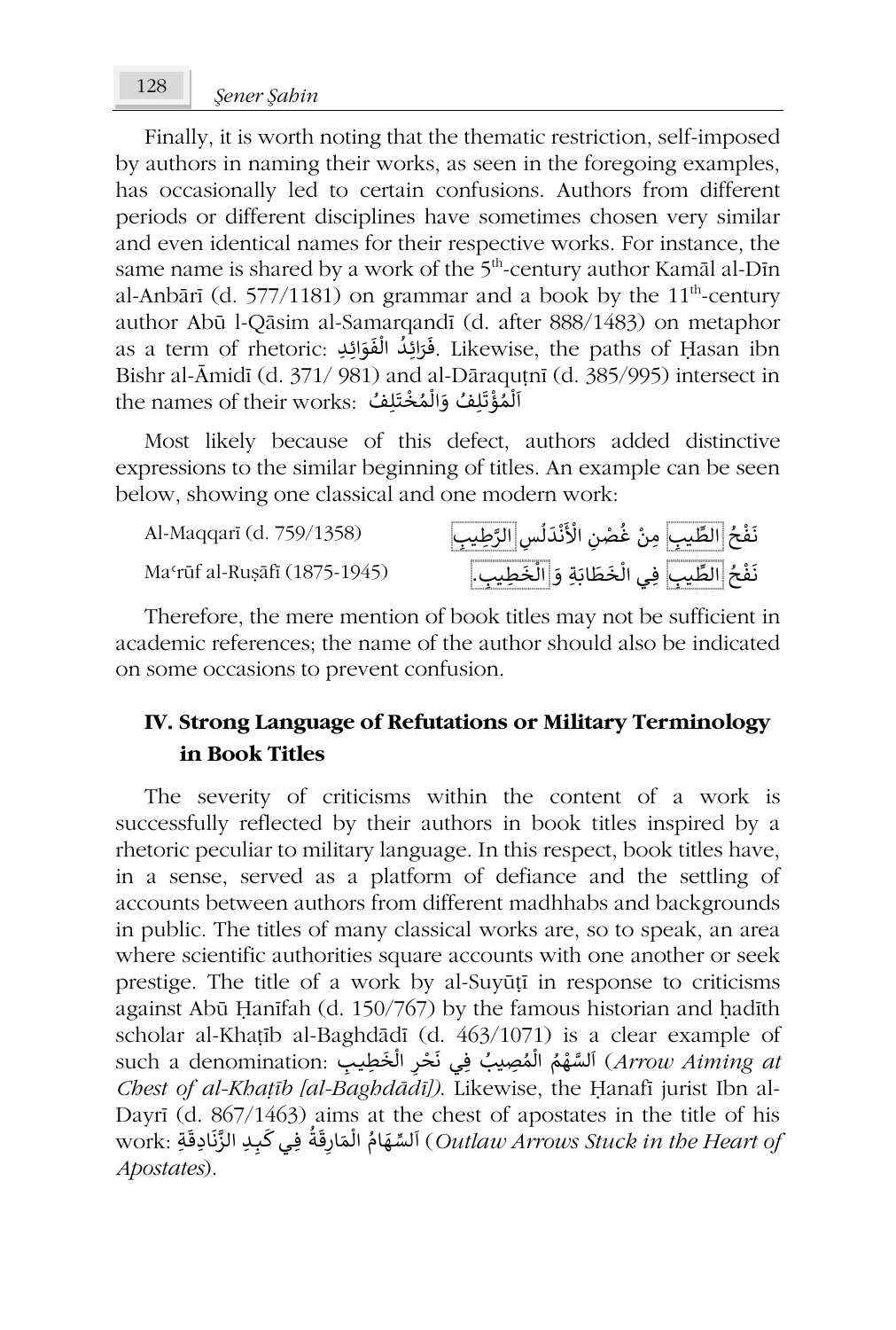Finally, it is worth noting that the thematic restriction, self-imposed by authors in naming their works, as seen in the foregoing examples, has occasionally led to certain confusions. Authors from different periods or different disciplines have sometimes chosen very similar and even identical names for their respective works. For instance, the same name is shared by a work of the 5[th]-century author Kamāl al-Dīn al-Anbārī (d. 577/1181) on grammar and a book by the 11[th]-century author Abū l-Qāsim al-Samarqandī (d. after 888/1483) on metaphor as a term of rhetoric: فَرَائِدُ الْفَوَائِدِ. Likewise, the paths of Ḥasan ibn Bishr al-Āmidī (d. 371/ 981) and al-Dāraquṭnī (d. 385/995) intersect in the names of their works: اَلْمُؤْتَلِفُ وَالْمُخْتَلِفُ

Most likely because of this defect, authors added distinctive expressions to the similar beginning of titles. An example can be seen below, showing one classical and one modern work:

| | |
|---|---|
| Al-Maqqarī (d. 759/1358) | نَفْحُ الطِّيبِ مِنْ غُصْنِ الْأَنْدَلُسِ الرَّطِيبِ |
| Maʿrūf al-Ruṣāfī (1875-1945) | نَفْحُ الطِّيبِ فِي الْخَطَابَةِ وَ الْخَطِيبِ. |

Therefore, the mere mention of book titles may not be sufficient in academic references; the name of the author should also be indicated on some occasions to prevent confusion.

## IV. Strong Language of Refutations or Military Terminology in Book Titles

The severity of criticisms within the content of a work is successfully reflected by their authors in book titles inspired by a rhetoric peculiar to military language. In this respect, book titles have, in a sense, served as a platform of defiance and the settling of accounts between authors from different madhhabs and backgrounds in public. The titles of many classical works are, so to speak, an area where scientific authorities square accounts with one another or seek prestige. The title of a work by al-Suyūṭī in response to criticisms against Abū Ḥanīfah (d. 150/767) by the famous historian and ḥadīth scholar al-Khaṭīb al-Baghdādī (d. 463/1071) is a clear example of such a denomination: اَلسَّهْمُ الْمُصِيبُ فِي نَحْرِ الْخَطِيبِ (*Arrow Aiming at Chest of al-Khaṭīb [al-Baghdādī]).* Likewise, the Ḥanafī jurist Ibn al-Dayrī (d. 867/1463) aims at the chest of apostates in the title of his work: اَلسِّهَامُ الْمَارِقَةُ فِي كَبِدِ الزَّنَادِقَةِ (*Outlaw Arrows Stuck in the Heart of Apostates*).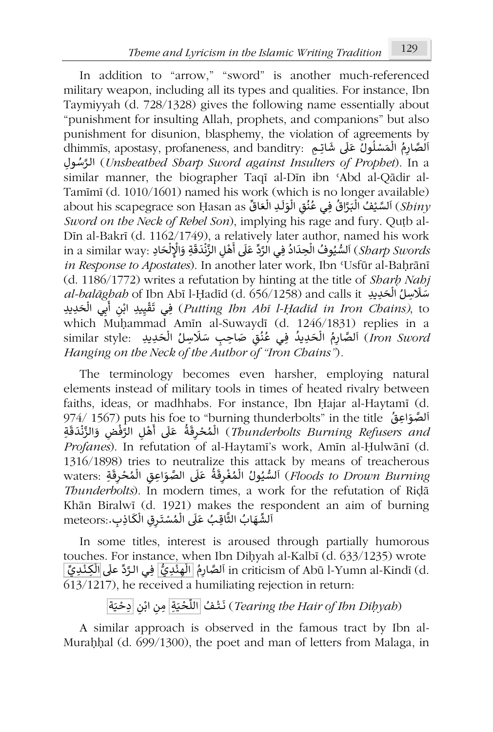In addition to "arrow," "sword" is another much-referenced military weapon, including all its types and qualities. For instance, Ibn Taymiyyah (d. 728/1328) gives the following name essentially about "punishment for insulting Allah, prophets, and companions" but also punishment for disunion, blasphemy, the violation of agreements by dhimmīs, apostasy, profaneness, and banditry: اَلصَّارِمُ الْمَسْلُولُ عَلَى شَاتِمِ الرَّسُولِ (*Unsheathed Sharp Sword against Insulters of Prophet*). In a similar manner, the biographer Taqī al-Dīn ibn ʿAbd al-Qādir al-Tamīmī (d. 1010/1601) named his work (which is no longer available) about his scapegrace son Ḥasan as اَلسَّيْفُ الْبَرَّاقُ فِي عُنُقِ الْوَلَدِ الْعَاقِّ (*Shiny Sword on the Neck of Rebel Son*), implying his rage and fury. Quṭb al-Dīn al-Bakrī (d. 1162/1749), a relatively later author, named his work in a similar way: اَلسُّيُوفُ الْحِدَادُ فِي الرَّدِّ عَلَى أَهْلِ الزَّنْدَقَةِ وَالْإِلْحَادِ (*Sharp Swords in Response to Apostates*). In another later work, Ibn ʿUsfūr al-Baḥrānī (d. 1186/1772) writes a refutation by hinting at the title of *Sharḥ Nahj al-balāghah* of Ibn Abī l-Ḥadīd (d. 656/1258) and calls it سَلَاسِلُ الْحَدِيدِ فِي تَقْيِيدِ ابْنِ أَبِي الْحَدِيدِ (*Putting Ibn Abī l-Ḥadīd in Iron Chains)*, to which Muḥammad Amīn al-Suwaydī (d. 1246/1831) replies in a similar style: اَلصَّارِمُ الْحَدِيدُ فِي عُنُقِ صَاحِبِ سَلَاسِلُ الْحَدِيدِ (*Iron Sword Hanging on the Neck of the Author of "Iron Chains"*).

The terminology becomes even harsher, employing natural elements instead of military tools in times of heated rivalry between faiths, ideas, or madhhabs. For instance, Ibn Ḥajar al-Haytamī (d. 974/ 1567) puts his foe to "burning thunderbolts" in the title اَلصَّوَاعِقُ الْمُحْرِقَةُ عَلَى أَهْلِ الرَّفْضِ وَالزَّنْدَقَةِ (*Thunderbolts Burning Refusers and Profanes*). In refutation of al-Haytamī's work, Amīn al-Ḥulwānī (d. 1316/1898) tries to neutralize this attack by means of treacherous waters: اَلسُّيُولُ الْمُغْرِقَةُ عَلَى الصَّوَاعِقِ الْمُحْرِقَةِ (*Floods to Drown Burning Thunderbolts*). In modern times, a work for the refutation of Riḍā Khān Biralwī (d. 1921) makes the respondent an aim of burning meteors:.اَلشِّهَابُ الثَّاقِبُ عَلَى الْمُسْتَرِقِ الْكَاذِبِ

In some titles, interest is aroused through partially humorous touches. For instance, when Ibn Diḥyah al-Kalbī (d. 633/1235) wrote اَلصَّارِمُ الْهِنْدِيُّ فِي الرَّدِّ علَى الْكِنْدِيِّ in criticism of Abū l-Yumn al-Kindī (d. 613/1217), he received a humiliating rejection in return:

نَتْفُ اللِّحْيَةِ مِن ابْنِ دِحْيَةَ (*Tearing the Hair of Ibn Diḥyah*)

A similar approach is observed in the famous tract by Ibn al-Muraḥḥal (d. 699/1300), the poet and man of letters from Malaga, in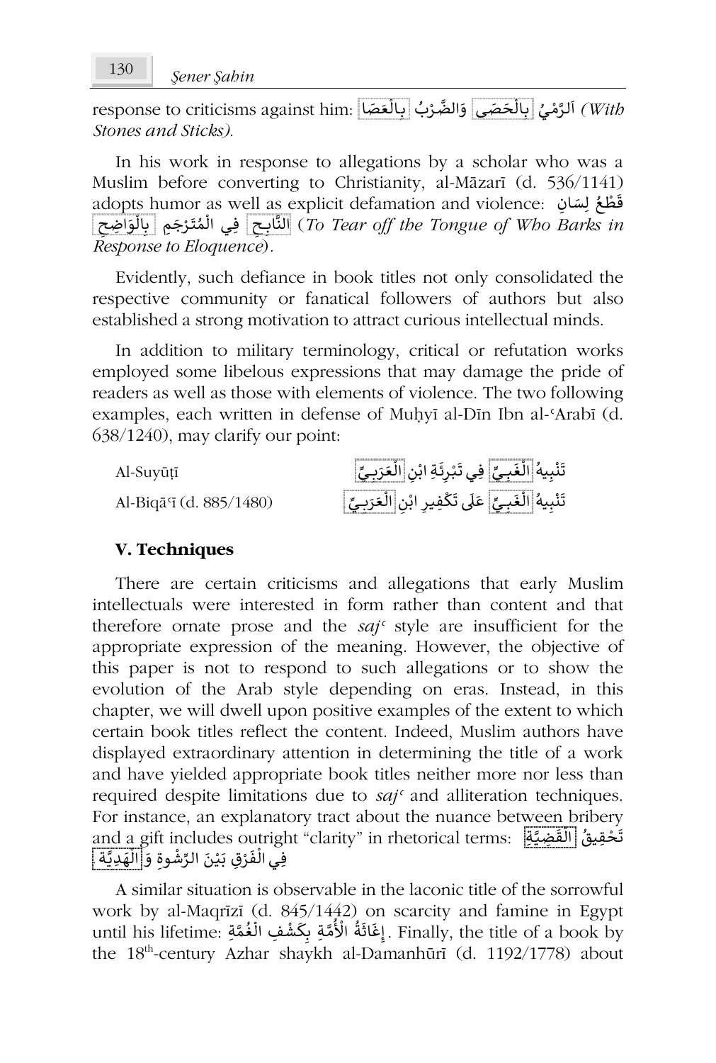response to criticisms against him: اَلرَّمْيُ بِالْحَصَى وَالضَّرْبُ بِالْعَصَا (*With Stones and Sticks*).

In his work in response to allegations by a scholar who was a Muslim before converting to Christianity, al-Māzarī (d. 536/1141) adopts humor as well as explicit defamation and violence: قَطْعُ لِسَانِ النَّابِحِ فِي الْمُتَرْجَمِ بِالْوَاضِحِ (*To Tear off the Tongue of Who Barks in Response to Eloquence*).

Evidently, such defiance in book titles not only consolidated the respective community or fanatical followers of authors but also established a strong motivation to attract curious intellectual minds.

In addition to military terminology, critical or refutation works employed some libelous expressions that may damage the pride of readers as well as those with elements of violence. The two following examples, each written in defense of Muḥyī al-Dīn Ibn al-ʿArabī (d. 638/1240), may clarify our point:

| | |
|---|---|
| Al-Suyūṭī | تَنْبِيهُ الْغَبِيِّ فِي تَبْرِئَةِ ابْنِ الْعَرَبِيِّ |
| Al-Biqāʿī (d. 885/1480) | تَنْبِيهُ الْغَبِيِّ عَلَى تَكْفِيرِ ابْنِ الْعَرَبِيِّ |

### V. Techniques

There are certain criticisms and allegations that early Muslim intellectuals were interested in form rather than content and that therefore ornate prose and the *sajʿ* style are insufficient for the appropriate expression of the meaning. However, the objective of this paper is not to respond to such allegations or to show the evolution of the Arab style depending on eras. Instead, in this chapter, we will dwell upon positive examples of the extent to which certain book titles reflect the content. Indeed, Muslim authors have displayed extraordinary attention in determining the title of a work and have yielded appropriate book titles neither more nor less than required despite limitations due to *sajʿ* and alliteration techniques. For instance, an explanatory tract about the nuance between bribery and a gift includes outright "clarity" in rhetorical terms: تَحْقِيقُ الْقَضِيَّةِ فِي الْفَرْقِ بَيْنَ الرِّشْوَةِ وَالْهَدِيَّةِ

A similar situation is observable in the laconic title of the sorrowful work by al-Maqrīzī (d. 845/1442) on scarcity and famine in Egypt until his lifetime: إِغَاثَةُ الْأُمَّةِ بِكَشْفِ الْغُمَّةِ. Finally, the title of a book by the 18th-century Azhar shaykh al-Damanhūrī (d. 1192/1778) about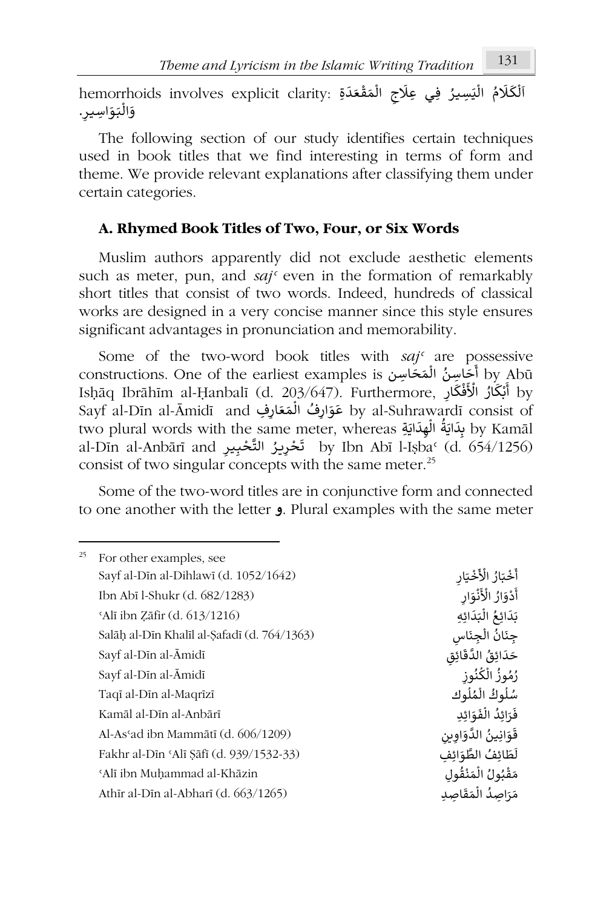hemorrhoids involves explicit clarity: اَلْكَلَامُ الْيَسِيرُ فِي عِلَاجِ الْمَقْعَدَةِ وَالْبَوَاسِيرِ.

The following section of our study identifies certain techniques used in book titles that we find interesting in terms of form and theme. We provide relevant explanations after classifying them under certain categories.

### A. Rhymed Book Titles of Two, Four, or Six Words

Muslim authors apparently did not exclude aesthetic elements such as meter, pun, and *sajʿ* even in the formation of remarkably short titles that consist of two words. Indeed, hundreds of classical works are designed in a very concise manner since this style ensures significant advantages in pronunciation and memorability.

Some of the two-word book titles with *sajʿ* are possessive constructions. One of the earliest examples is أَحَاسِنُ الْمَحَاسِنِ by Abū Isḥāq Ibrāhīm al-Ḥanbalī (d. 203/647). Furthermore, أَبْكَارُ الْأَفْكَارِ by Sayf al-Dīn al-Āmidī and عَوَارِفُ الْمَعَارِفِ by al-Suhrawardī consist of two plural words with the same meter, whereas بِدَايَةُ الْهِدَايَةِ by Kamāl al-Dīn al-Anbārī and تَحْرِيرُ التَّحْبِيرِ by Ibn Abī l-Iṣbaʿ (d. 654/1256) consist of two singular concepts with the same meter.[25]

Some of the two-word titles are in conjunctive form and connected to one another with the letter و. Plural examples with the same meter

---

[25] For other examples, see

| | |
|---|---|
| Sayf al-Dīn al-Dihlawī (d. 1052/1642) | أَخْبَارُ الْأَخْيَارِ |
| Ibn Abī l-Shukr (d. 682/1283) | أَدْوَارُ الْأَنْوَارِ |
| ʿAlī ibn Ẓāfir (d. 613/1216) | بَدَائِعُ الْبَدَائِهِ |
| Salāḥ al-Dīn Khalīl al-Ṣafadī (d. 764/1363) | جِنَانُ الْجِنَاسِ |
| Sayf al-Dīn al-Āmidī | حَدَائِقُ الدَّقَائِقِ |
| Sayf al-Dīn al-Āmidī | رُمُوزُ الْكُنُوزِ |
| Taqī al-Dīn al-Maqrīzī | سُلُوكُ الْمُلُوكِ |
| Kamāl al-Dīn al-Anbārī | فَرَائِدُ الْفَوَائِدِ |
| Al-Asʿad ibn Mammātī (d. 606/1209) | قَوَانِينُ الدَّوَاوِينِ |
| Fakhr al-Dīn ʿAlī Ṣāfī (d. 939/1532-33) | لَطَائِفُ الطَّوَائِفِ |
| ʿAlī ibn Muḥammad al-Khāzin | مَقْبُولُ الْمَنْقُولِ |
| Athīr al-Dīn al-Abharī (d. 663/1265) | مَرَاصِدُ الْمَقَاصِدِ |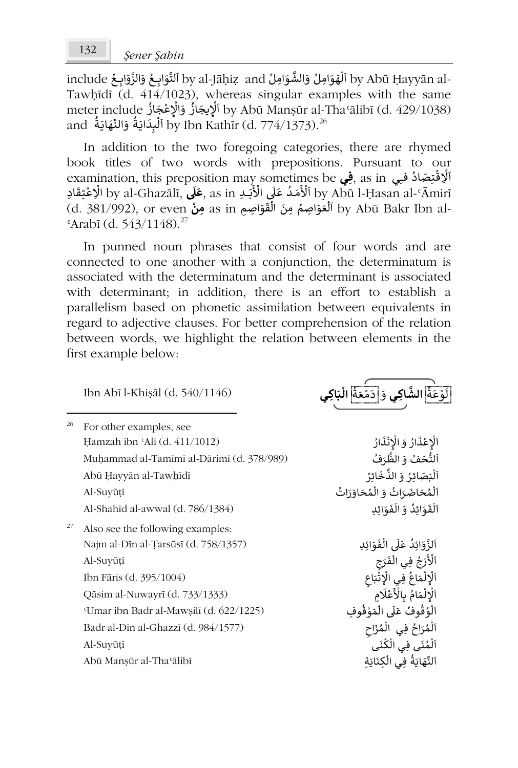include اَلتَّوَابِعُ وَالزَّوَابِعُ by al-Jāḥiẓ and اَلْهَوَامِلُ وَالشَّوَامِلُ by Abū Ḥayyān al-Tawḥīdī (d. 414/1023), whereas singular examples with the same meter include اَلْإِيجَازُ وَالْإِعْجَازُ by Abū Manṣūr al-Thaʿālibī (d. 429/1038) and اَلْبِدَايَةُ وَالنِّهَايَةُ by Ibn Kathīr (d. 774/1373).[26]

In addition to the two foregoing categories, there are rhymed book titles of two words with prepositions. Pursuant to our examination, this preposition may sometimes be **فِي**, as in اَلْاِقْتِصَادُ فِي الْاِعْتِقَادِ by al-Ghazālī, **عَلَى**, as in اَلْأَمَدُ عَلَى الْأَبَدِ by Abū l-Ḥasan al-ʿĀmirī (d. 381/992), or even **مِنْ** as in اَلْعَوَاصِمُ مِنَ الْقَوَاصِمِ by Abū Bakr Ibn al-ʿArabī (d. 543/1148).[27]

In punned noun phrases that consist of four words and are connected to one another with a conjunction, the determinatum is associated with the determinatum and the determinant is associated with determinant; in addition, there is an effort to establish a parallelism based on phonetic assimilation between equivalents in regard to adjective clauses. For better comprehension of the relation between words, we highlight the relation between elements in the first example below:

| | |
|---|---|
| Ibn Abī l-Khiṣāl (d. 540/1146) | لَوْعَةُ **الشَّاكِي** وَ دَمْعَةُ **الْبَاكِي** |

---

[26] For other examples, see

| | |
|---|---|
| Ḥamzah ibn ʿAlī (d. 411/1012) | اَلْإِعْذَارُ وَ الْإِنْذَارُ |
| Muḥammad al-Tamīmī al-Dārimī (d. 378/989) | اَلتُّحَفُ وَ الظُّرَفُ |
| Abū Ḥayyān al-Tawḥīdī | اَلْبَصَائِرُ وَ الذَّخَائِرُ |
| Al-Suyūṭī | اَلْمُحَاضَرَاتُ وَ الْمُحَاوَرَاتُ |
| Al-Shahīd al-awwal (d. 786/1384) | اَلْقَوَائِدُ وَ الْفَوَائِدِ |

[27] Also see the following examples:

| | |
|---|---|
| Najm al-Dīn al-Ṭarsūsī (d. 758/1357) | اَلزَّوَائِدُ عَلَى الْفَوَائِدِ |
| Al-Suyūṭī | اَلْأَرَجُ فِي الْفَرَجِ |
| Ibn Fāris (d. 395/1004) | اَلْإِلْمَاعُ فِي الْإِتْبَاعِ |
| Qāsim al-Nuwayrī (d. 733/1333) | اَلْإِلْمَامُ بِالْأَعْلَامِ |
| ʿUmar ibn Badr al-Mawṣilī (d. 622/1225) | اَلْوُقُوفُ عَلَى الْمَوْقُوفِ |
| Badr al-Dīn al-Ghazzī (d. 984/1577) | اَلْمُرَاحُ فِي الْمُزَاحِ |
| Al-Suyūṭī | اَلْمُنَى فِي الْكُنَى |
| Abū Manṣūr al-Thaʿālibī | اَلنِّهَايَةُ فِي الْكِنَايَةِ |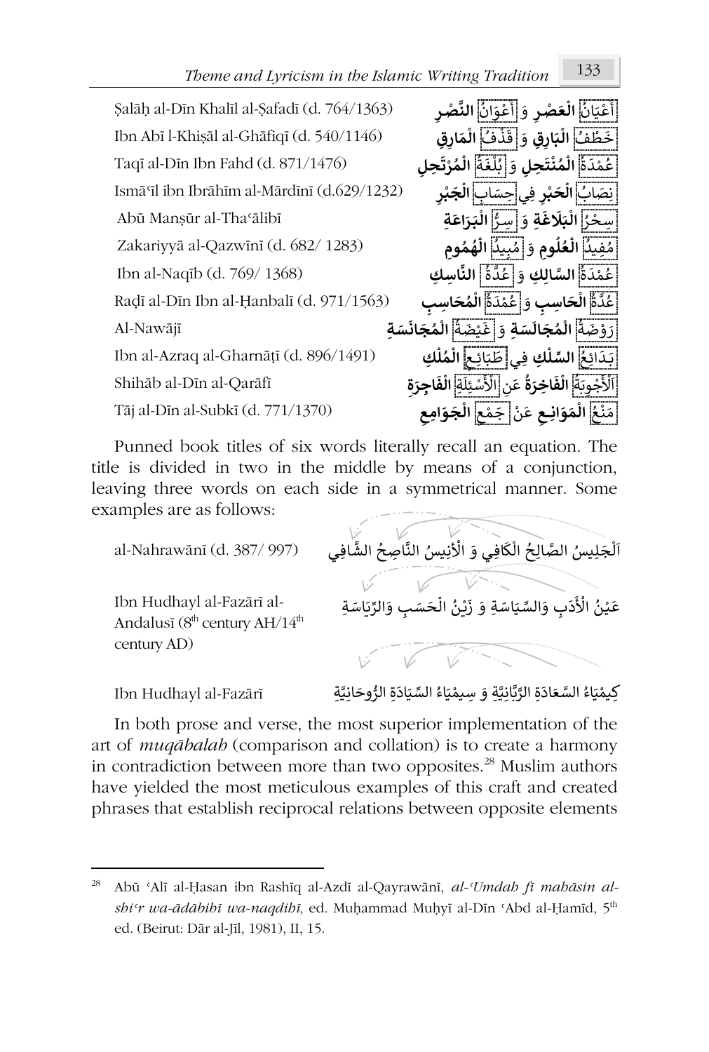| | |
|---|---|
| Ṣalāḥ al-Dīn Khalīl al-Ṣafadī (d. 764/1363) | أَعْيَانُ الْعَصْرِ وَ أَعْوَانُ النَّصْرِ |
| Ibn Abī l-Khiṣāl al-Ghāfiqī (d. 540/1146) | خَطْفُ الْبَارِقِ وَ قَذْفُ الْمَارِقِ |
| Taqī al-Dīn Ibn Fahd (d. 871/1476) | عُمْدَةُ الْمُنْتَحِلِ وَ بُلْغَةُ الْمُرْتَحِلِ |
| Ismāʿīl ibn Ibrāhīm al-Mārdīnī (d.629/1232) | نِصَابُ الْحَبْرِ فِي حِسَابِ الْجَبْرِ |
| Abū Manṣūr al-Thaʿālibī | سِحْرُ الْبَلَاغَةِ وَ سِرُّ الْبَرَاعَةِ |
| Zakariyyā al-Qazwīnī (d. 682/ 1283) | مُفِيدُ الْعُلُومِ وَ مُبِيدُ الْهُمُومِ |
| Ibn al-Naqīb (d. 769/ 1368) | عُمْدَةُ السَّالِكِ وَ عُدَّةُ النَّاسِكِ |
| Raḍī al-Dīn Ibn al-Ḥanbalī (d. 971/1563) | عُدَّةُ الْحَاسِبِ وَ عُمْدَةُ الْمُحَاسِبِ |
| Al-Nawājī | رَوْضَةُ الْمُجَالَسَةِ وَ غَيْضَةُ الْمُجَانَسَةِ |
| Ibn al-Azraq al-Gharnāṭī (d. 896/1491) | بَدَائِعُ السِّلْكِ فِي طَبَائِعِ الْمُلْكِ |
| Shihāb al-Dīn al-Qarāfī | اَلْأَجْوِبَةُ الْفَاخِرَةُ عَنِ الْأَسْئِلَةِ الْفَاجِرَةِ |
| Tāj al-Dīn al-Subkī (d. 771/1370) | مَنْعُ الْمَوَانِعِ عَنْ جَمْعِ الْجَوَامِعِ |

Punned book titles of six words literally recall an equation. The title is divided in two in the middle by means of a conjunction, leaving three words on each side in a symmetrical manner. Some examples are as follows:

| | |
|---|---|
| al-Nahrawānī (d. 387/ 997) | اَلْجَلِيسُ الصَّالِحُ الْكَافِي وَ الْأَنِيسُ النَّاصِحُ الشَّافِي |
| Ibn Hudhayl al-Fazārī al-Andalusī (8th century AH/14th century AD) | عَيْنُ الْأَدَبِ وَالسِّيَاسَةِ وَ زَيْنُ الْحَسَبِ وَالرِّيَاسَةِ |
| Ibn Hudhayl al-Fazārī | كِيمْيَاءُ السَّعَادَةِ الرَّبَّانِيَّةِ وَ سِيمْيَاءُ السِّيَادَةِ الرُّوحَانِيَّةِ |

In both prose and verse, the most superior implementation of the art of *muqābalah* (comparison and collation) is to create a harmony in contradiction between more than two opposites.[28] Muslim authors have yielded the most meticulous examples of this craft and created phrases that establish reciprocal relations between opposite elements

---

[28] Abū ʿAlī al-Ḥasan ibn Rashīq al-Azdī al-Qayrawānī, *al-ʿUmdah fī maḥāsin al-shiʿr wa-ādābihī wa-naqdihī*, ed. Muḥammad Muḥyī al-Dīn ʿAbd al-Ḥamīd, 5th ed. (Beirut: Dār al-Jīl, 1981), II, 15.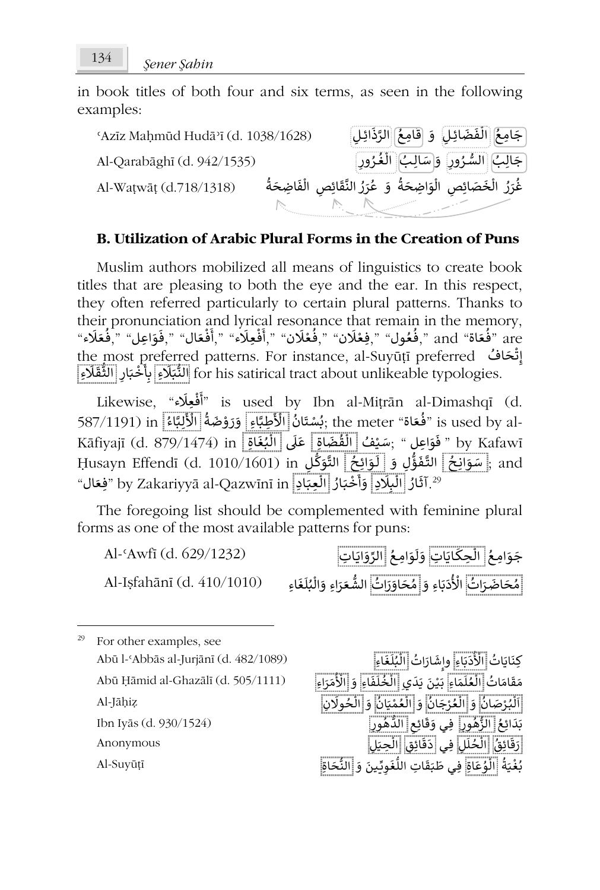in book titles of both four and six terms, as seen in the following examples:

| | |
|---|---|
| ʿAzīz Maḥmūd Hudāʾī (d. 1038/1628) | جَامِعُ الْفَضَائِلِ وَ قَامِعُ الرَّذَائِلِ |
| Al-Qarabāghī (d. 942/1535) | جَالِبُ السُّرُورِ وَسَالِبُ الْغُرُورِ |
| Al-Waṭwāṭ (d.718/1318) | غُرَرُ الْخَصَائِصِ الْوَاضِحَةُ وَ عُرَرُ النَّقَائِصِ الْفَاضِحَةُ |

## B. Utilization of Arabic Plural Forms in the Creation of Puns

Muslim authors mobilized all means of linguistics to create book titles that are pleasing to both the eye and the ear. In this respect, they often referred particularly to certain plural patterns. Thanks to their pronunciation and lyrical resonance that remain in the memory, "فُعُول", "فِعْلَان", "فُعْلَان", "أَفْعِلَاء", "أَفْعَال", "فَوَاعِل", "فُعَلَاء" and "فُعَاة" are the most preferred patterns. For instance, al-Suyūṭī preferred إِتْحَافُ النُّبَلَاءِ بِأَخْبَارِ الثُّقَلَاءِ for his satirical tract about unlikeable typologies.

Likewise, "أَفْعِلَاء" is used by Ibn al-Miṭrān al-Dimashqī (d. 587/1191) in بُسْتَانُ الْأَطِبَّاءِ وَرَوْضَةُ الْأَلِبَّاءُ; the meter "فُعَاة" is used by al-Kāfiyajī (d. 879/1474) in سَيْفُ الْقُضَاةِ عَلَى الْبُغَاةِ; " فَوَاعِل " by Kafawī Ḥusayn Effendī (d. 1010/1601) in سَوَانِحُ التَّفَؤُّلِ وَ لَوَائِحُ التَّوَكُّلِ; and "فِعَال" by Zakariyyā al-Qazwīnī in آثَارُ الْبِلَادِ وَأَخْبَارُ الْعِبَادِ.[29]

The foregoing list should be complemented with feminine plural forms as one of the most available patterns for puns:

| | |
|---|---|
| Al-ʿAwfī (d. 629/1232) | جَوَامِعُ الْحِكَايَاتِ وَلَوَامِعُ الرِّوَايَاتِ |
| Al-Iṣfahānī (d. 410/1010) | مُحَاضَرَاتُ الْأُدَبَاءِ وَ مُحَاوَرَاتُ الشُّعَرَاءِ وَالْبُلَغَاءِ |

---

[29] For other examples, see

| | |
|---|---|
| Abū l-ʿAbbās al-Jurjānī (d. 482/1089) | كِنَايَاتُ الْأُدَبَاءِ وإِشَارَاتُ الْبُلَغَاءِ |
| Abū Ḥāmid al-Ghazālī (d. 505/1111) | مَقَامَاتُ الْعُلَمَاءِ بَيْنَ يَدَيِ الْخُلَفَاءِ وَ الْأُمَرَاءِ |
| Al-Jāḥiẓ | اَلْبُرْصَانُ وَ الْعُرْجَانُ وَ الْعُمْيَانُ وَ الْحُولَانِ |
| Ibn Iyās (d. 930/1524) | بَدَائِعُ الزُّهُورِ فِي وَقَائِعِ الدُّهُورِ |
| Anonymous | رَقَائِقُ الْحُلَلِ فِي دَقَائِقِ الْحِيَلِ |
| Al-Suyūṭī | بُغْيَةُ الْوُعَاةِ فِي طَبَقَاتِ اللُّغَوِيِّينَ وَ النُّحَاةِ |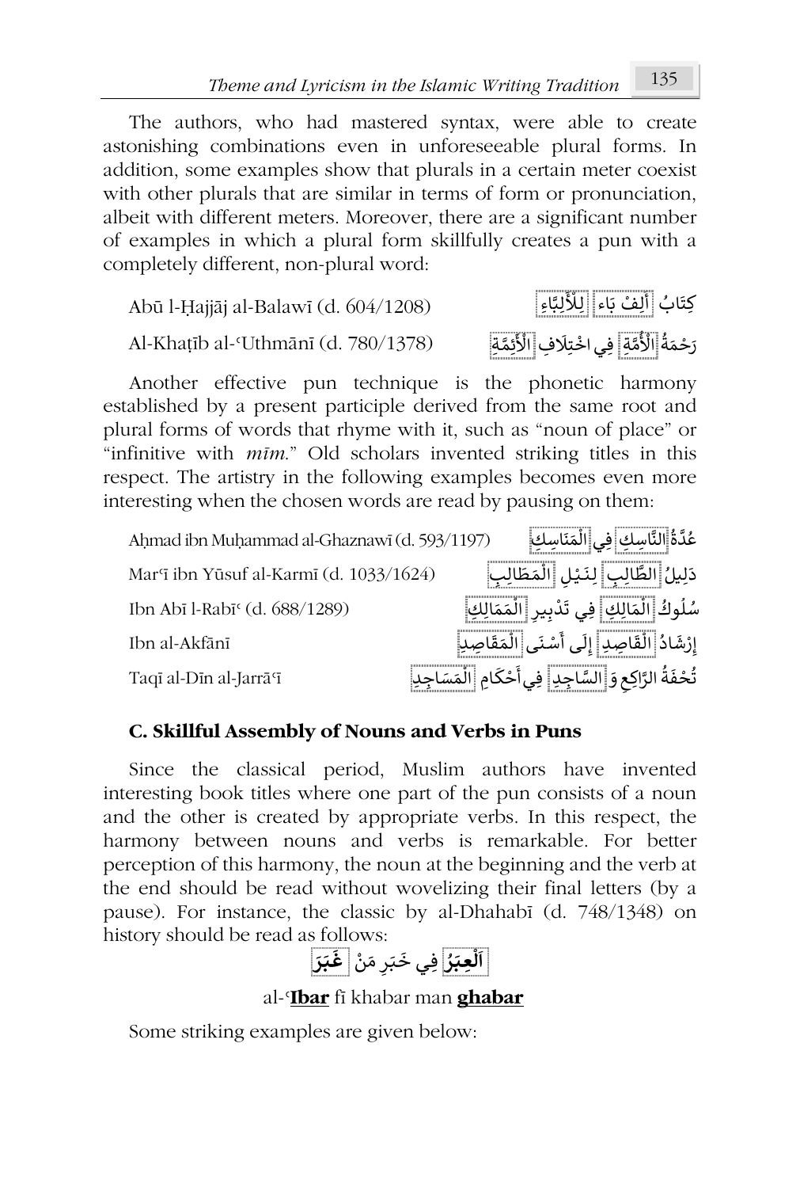The authors, who had mastered syntax, were able to create astonishing combinations even in unforeseeable plural forms. In addition, some examples show that plurals in a certain meter coexist with other plurals that are similar in terms of form or pronunciation, albeit with different meters. Moreover, there are a significant number of examples in which a plural form skillfully creates a pun with a completely different, non-plural word:

| | |
|---|---|
| Abū l-Ḥajjāj al-Balawī (d. 604/1208) | كِتَابُ أَلِفْ بَاء لِلْأَلِبَّاءِ |
| Al-Khaṭīb al-ʿUthmānī (d. 780/1378) | رَحْمَةُ الْأُمَّةِ فِي اخْتِلَافِ الْأَئِمَّةِ |

Another effective pun technique is the phonetic harmony established by a present participle derived from the same root and plural forms of words that rhyme with it, such as "noun of place" or "infinitive with *mīm*." Old scholars invented striking titles in this respect. The artistry in the following examples becomes even more interesting when the chosen words are read by pausing on them:

| | |
|---|---|
| Aḥmad ibn Muḥammad al-Ghaznawī (d. 593/1197) | عُدَّةُ النَّاسِكِ فِي الْمَنَاسِكِ |
| Marʿī ibn Yūsuf al-Karmī (d. 1033/1624) | دَلِيلُ الطَّالِبِ لِنَيْلِ الْمَطَالِبِ |
| Ibn Abī l-Rabīʿ (d. 688/1289) | سُلُوكُ الْمَالِكِ فِي تَدْبِيرِ الْمَمَالِكِ |
| Ibn al-Akfānī | إِرْشَادُ الْقَاصِدِ إِلَى أَسْنَى الْمَقَاصِدِ |
| Taqī al-Dīn al-Jarrāʿī | تُحْفَةُ الرَّاكِعِ وَ السَّاجِدِ فِي أَحْكَامِ الْمَسَاجِدِ |

### C. Skillful Assembly of Nouns and Verbs in Puns

Since the classical period, Muslim authors have invented interesting book titles where one part of the pun consists of a noun and the other is created by appropriate verbs. In this respect, the harmony between nouns and verbs is remarkable. For better perception of this harmony, the noun at the beginning and the verb at the end should be read without wovelizing their final letters (by a pause). For instance, the classic by al-Dhahabī (d. 748/1348) on history should be read as follows:

**اَلْعِبَرْ** فِي خَبَرِ مَنْ **غَبَرَ**

al-ʿ**Ibar** fī khabar man **ghabar**

Some striking examples are given below: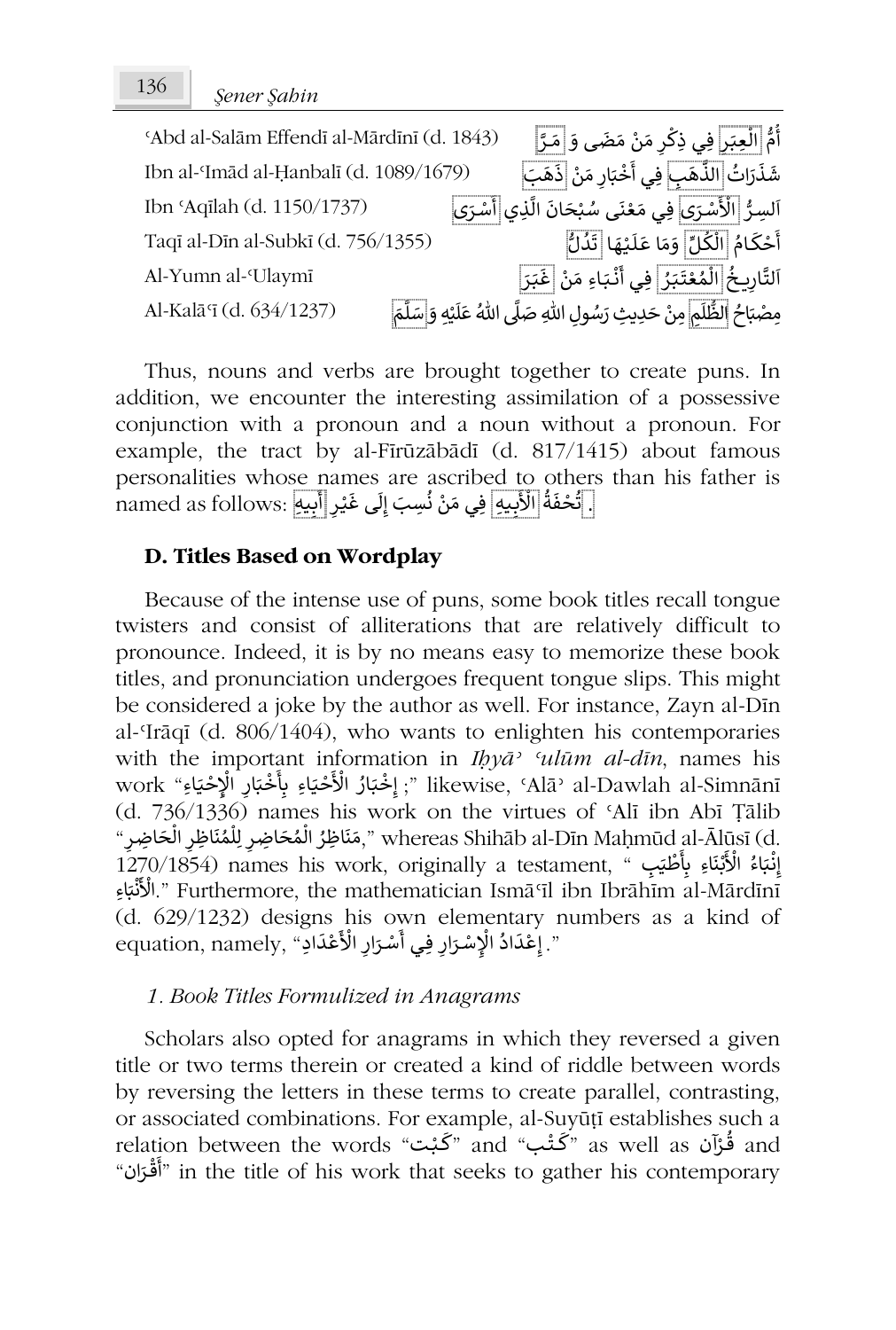| | |
|---|---|
| ʿAbd al-Salām Effendī al-Mārdīnī (d. 1843) | أُمُّ الْعِبَرِ فِي ذِكْرِ مَنْ مَضَى وَ مَرَّ |
| Ibn al-ʿImād al-Ḥanbalī (d. 1089/1679) | شَذَرَاتُ الذَّهَبِ فِي أَخْبَارِ مَنْ ذَهَبَ |
| Ibn ʿAqīlah (d. 1150/1737) | اَلسِرُّ الْأَسْرَى فِي مَعْنَى سُبْحَانَ الَّذِي أَسْرَى |
| Taqī al-Dīn al-Subkī (d. 756/1355) | أَحْكَامُ الْكَلِّ وَمَا عَلَيْهَا تَدُلُّ |
| Al-Yumn al-ʿUlaymī | اَلتَّارِيخُ الْمُعْتَبَرُ فِي أَنْبَاءِ مَنْ غَبَرَ |
| Al-Kalāʿī (d. 634/1237) | مِصْبَاحُ الظُّلَمِ مِنْ حَدِيثِ رَسُولِ اللهِ صَلَّى اللهُ عَلَيْهِ وَسَلَّمَ |

Thus, nouns and verbs are brought together to create puns. In addition, we encounter the interesting assimilation of a possessive conjunction with a pronoun and a noun without a pronoun. For example, the tract by al-Fīrūzābādī (d. 817/1415) about famous personalities whose names are ascribed to others than his father is named as follows: تُحْفَةُ الْأَبِيهِ فِي مَنْ نُسِبَ إِلَى غَيْرِ أَبِيهِ.

## D. Titles Based on Wordplay

Because of the intense use of puns, some book titles recall tongue twisters and consist of alliterations that are relatively difficult to pronounce. Indeed, it is by no means easy to memorize these book titles, and pronunciation undergoes frequent tongue slips. This might be considered a joke by the author as well. For instance, Zayn al-Dīn al-ʿIrāqī (d. 806/1404), who wants to enlighten his contemporaries with the important information in *Iḥyāʾ ʿulūm al-dīn*, names his work "إِخْبَارُ الْأَحْيَاءِ بِأَخْبَارِ الْإِحْيَاءِ;" likewise, ʿAlāʾ al-Dawlah al-Simnānī (d. 736/1336) names his work on the virtues of ʿAlī ibn Abī Ṭālib "مَنَاظِرُ الْمُحَاضِرِ لِلْمُنَاظِرِ الْحَاضِرِ," whereas Shihāb al-Dīn Maḥmūd al-Ālūsī (d. 1270/1854) names his work, originally a testament, "إِنْبَاءُ الْأَبْنَاءِ بِأَطْيَبِ الْأَنْبَاءِ." Furthermore, the mathematician Ismāʿīl ibn Ibrāhīm al-Mārdīnī (d. 629/1232) designs his own elementary numbers as a kind of equation, namely, "إِعْدَادُ الْإِسْرَارِ فِي أَسْرَارِ الْأَعْدَادِ."

### *1. Book Titles Formulized in Anagrams*

Scholars also opted for anagrams in which they reversed a given title or two terms therein or created a kind of riddle between words by reversing the letters in these terms to create parallel, contrasting, or associated combinations. For example, al-Suyūṭī establishes such a relation between the words "كَبْت" and "كَتْب" as well as قُرْآن and "أَقْرَان" in the title of his work that seeks to gather his contemporary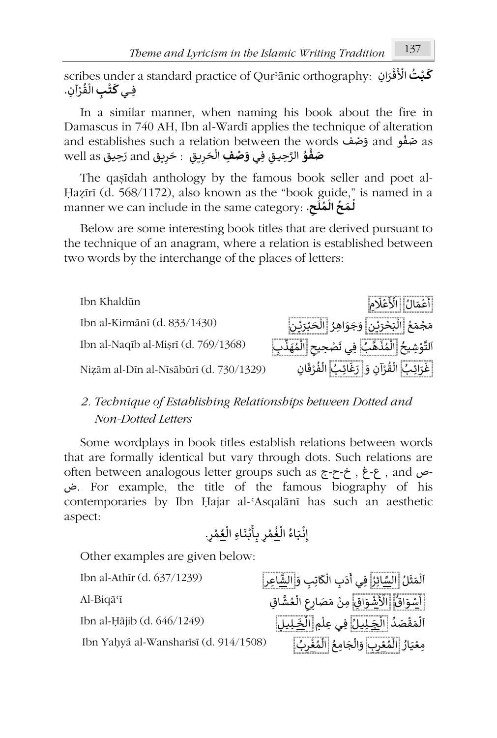scribes under a standard practice of Qurʾānic orthography: **كَبْتُ** الْأَقْرَانِ فِـي **كَتْبِ** الْقُرْآنِ.

In a similar manner, when naming his book about the fire in Damascus in 740 AH, Ibn al-Wardī applies the technique of alteration and establishes such a relation between the words وَصْف and صَفْو as well as رَحِيق and حَرِيق : **صَفْوُ** الرَّحِيـقِ فِي **وَصْفِ** الْحَرِيقِ

The qaṣīdah anthology by the famous book seller and poet al-Ḥaẓīrī (d. 568/1172), also known as the "book guide," is named in a manner we can include in the same category: **لُمَحُ الْمُلَحِ**.

Below are some interesting book titles that are derived pursuant to the technique of an anagram, where a relation is established between two words by the interchange of the places of letters:

| | |
|---|---|
| Ibn Khaldūn | أَعْمَالُ الْأَعْلَامِ |
| Ibn al-Kirmānī (d. 833/1430) | مَجْمَعُ الْبَحْرَيْنِ وَجَوَاهِرُ الْحَبْرَيْنِ |
| Ibn al-Naqīb al-Miṣrī (d. 769/1368) | اَلتَّوْشِيحُ الْمُذَهَّبُ فِي تَصْحِيحِ الْمُهَذَّبِ |
| Niẓām al-Dīn al-Nīsābūrī (d. 730/1329) | غَرَائِبُ الْقُرْآنِ وَ رَغَائِبُ الْفُرْقَانِ |

## 2. Technique of Establishing Relationships between Dotted and Non-Dotted Letters

Some wordplays in book titles establish relations between words that are formally identical but vary through dots. Such relations are often between analogous letter groups such as ج-ح-خ , ع-غ , and ص-ض. For example, the title of the famous biography of his contemporaries by Ibn Ḥajar al-ʿAsqalānī has such an aesthetic aspect:

إِنْبَاءُ الْغُمْرِ بِأَبْنَاءِ الْعُمْرِ.

Other examples are given below:

| | |
|---|---|
| Ibn al-Athīr (d. 637/1239) | اَلْمَثَلُ السَّائِرُ فِي أَدَبِ الْكَاتِبِ وَالشَّاعِرِ |
| Al-Biqāʿī | أَسْوَاقُ الْأَشْوَاقِ مِنْ مَصَارِعِ الْعُشَّاقِ |
| Ibn al-Ḥājib (d. 646/1249) | اَلْمَقْصَدُ الْجَلِيلُ فِي عِلْمِ الْخَلِيلِ |
| Ibn Yaḥyá al-Wansharīsī (d. 914/1508) | مِعْيَارُ الْمُعْرِبِ وَالْجَامِعُ الْمُغْرِبُ |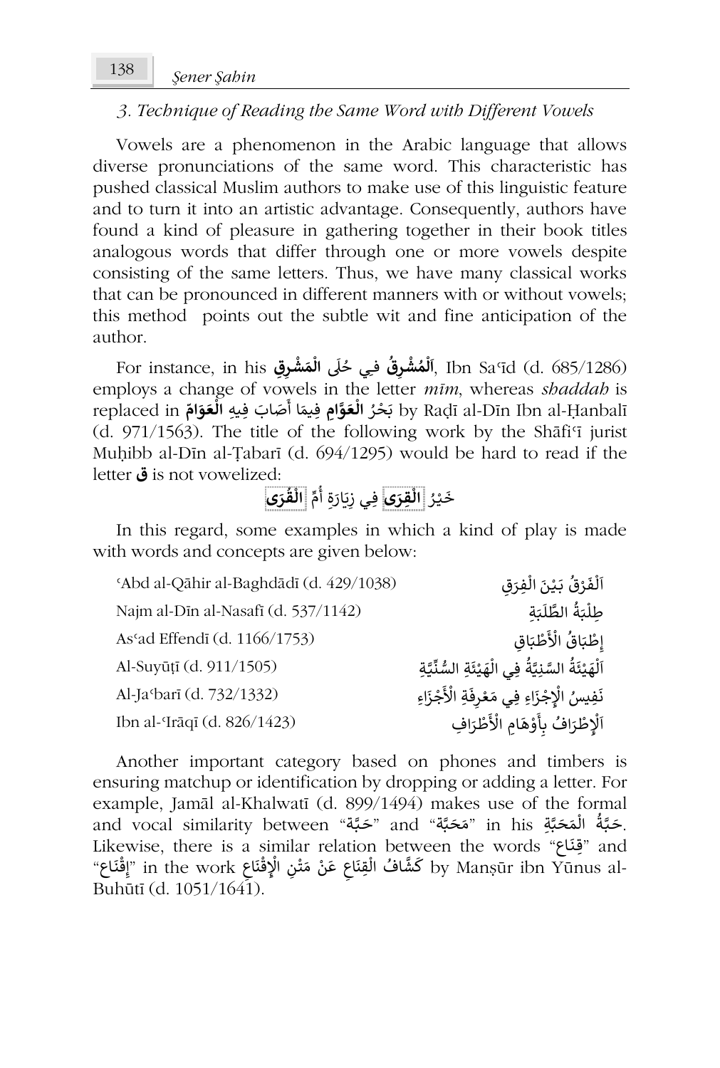*3. Technique of Reading the Same Word with Different Vowels*

Vowels are a phenomenon in the Arabic language that allows diverse pronunciations of the same word. This characteristic has pushed classical Muslim authors to make use of this linguistic feature and to turn it into an artistic advantage. Consequently, authors have found a kind of pleasure in gathering together in their book titles analogous words that differ through one or more vowels despite consisting of the same letters. Thus, we have many classical works that can be pronounced in different manners with or without vowels; this method points out the subtle wit and fine anticipation of the author.

For instance, in his **اَلْمُشْرِقُ فِي حُلَى الْمَشْرِقِ**, Ibn Saʿīd (d. 685/1286) employs a change of vowels in the letter *mīm*, whereas *shaddah* is replaced in **بَحْرُ الْعَوَّامِ** فِيمَا أَصَابَ فِيهِ **الْعَوَامّ** by Raḍī al-Dīn Ibn al-Ḥanbalī (d. 971/1563). The title of the following work by the Shāfiʿī jurist Muḥibb al-Dīn al-Ṭabarī (d. 694/1295) would be hard to read if the letter **ق** is not vowelized:

خَيْرُ **الْقِرَى** فِي زِيَارَةِ أُمِّ **الْقُرَى**

In this regard, some examples in which a kind of play is made with words and concepts are given below:

| | |
|---|---|
| ʿAbd al-Qāhir al-Baghdādī (d. 429/1038) | اَلْفَرْقُ بَيْنَ الْفِرَقِ |
| Najm al-Dīn al-Nasafī (d. 537/1142) | طِلْبَةُ الطَّلَبَةِ |
| Asʿad Effendī (d. 1166/1753) | إِطْبَاقُ الْأَطْبَاقِ |
| Al-Suyūṭī (d. 911/1505) | اَلْهَيْئَةُ السَّنِيَّةُ فِي الْهَيْئَةِ السُّنِّيَّةِ |
| Al-Jaʿbarī (d. 732/1332) | نَفِيسُ الْإِجْزَاءِ فِي مَعْرِفَةِ الْأَجْزَاءِ |
| Ibn al-ʿIrāqī (d. 826/1423) | اَلْإِطْرَافُ بِأَوْهَامِ الْأَطْرَافِ |

Another important category based on phones and timbers is ensuring matchup or identification by dropping or adding a letter. For example, Jamāl al-Khalwatī (d. 899/1494) makes use of the formal and vocal similarity between "حَبَّة" and "مَحَبَّة" in his حَبَّةُ الْمَحَبَّةِ. Likewise, there is a similar relation between the words "قِنَاع" and "إِقْنَاع" in the work كَشَّافُ الْقِنَاعِ عَنْ مَتْنِ الْإِقْنَاعِ by Manṣūr ibn Yūnus al-Buhūtī (d. 1051/1641).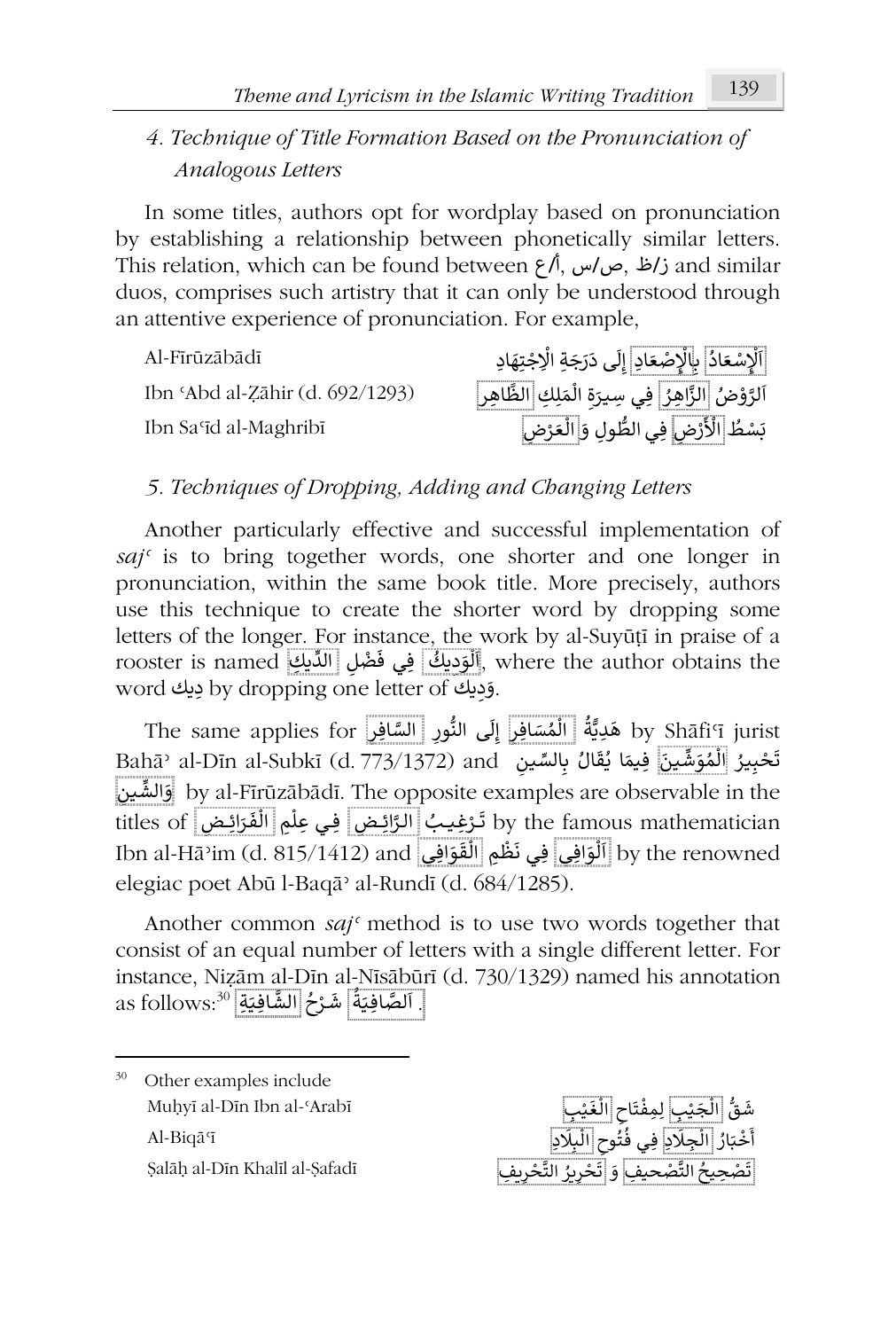*4. Technique of Title Formation Based on the Pronunciation of Analogous Letters*

In some titles, authors opt for wordplay based on pronunciation by establishing a relationship between phonetically similar letters. This relation, which can be found between ع/أ, ص/س, ز/ظ and similar duos, comprises such artistry that it can only be understood through an attentive experience of pronunciation. For example,

| | |
|---|---|
| Al-Fīrūzābādī | اَلْإِسْعَادُ بِالْإِصْعَادِ إِلَى دَرَجَةِ الْاِجْتِهَادِ |
| Ibn ʿAbd al-Ẓāhir (d. 692/1293) | اَلرَّوْضُ الزَّاهِرُ فِي سِيرَةِ الْمَلِكِ الظَّاهِرِ |
| Ibn Saʿīd al-Maghribī | بَسْطُ الْأَرْضِ فِي الطُّولِ وَ الْعَرْضِ |

*5. Techniques of Dropping, Adding and Changing Letters*

Another particularly effective and successful implementation of *sajʿ* is to bring together words, one shorter and one longer in pronunciation, within the same book title. More precisely, authors use this technique to create the shorter word by dropping some letters of the longer. For instance, the work by al-Suyūṭī in praise of a rooster is named اَلْوَدِيكُ فِي فَضْلِ الدِّيكِ, where the author obtains the word دِيك by dropping one letter of وَدِيك.

The same applies for هَدِيَّةُ الْمُسَافِرِ إِلَى النُّورِ السَّافِرِ by Shāfiʿī jurist Bahāʾ al-Dīn al-Subkī (d. 773/1372) and تَحْبِيرُ الْمُوَشِّينَ فِيمَا يُقَالُ بِالسِّينِ وَالشِّينِ by al-Fīrūzābādī. The opposite examples are observable in the titles of تَرْغِيبُ الرَّائِضِ فِي عِلْمِ الْفَرَائِضِ by the famous mathematician Ibn al-Hāʾim (d. 815/1412) and اَلْوَافِي فِي نَظْمِ الْقَوَافِي by the renowned elegiac poet Abū l-Baqāʾ al-Rundī (d. 684/1285).

Another common *sajʿ* method is to use two words together that consist of an equal number of letters with a single different letter. For instance, Niẓām al-Dīn al-Nīsābūrī (d. 730/1329) named his annotation as follows:[30] اَلصَّافِيَةُ شَرْحُ الشَّافِيَةِ.

---

[30] Other examples include

| | |
|---|---|
| Muḥyī al-Dīn Ibn al-ʿArabī | شَقُّ الْجَيْبِ لِمِفْتَاحِ الْغَيْبِ |
| Al-Biqāʿī | أَخْبَارُ الْجِلَادِ فِي فُتُوحِ الْبِلَادِ |
| Ṣalāḥ al-Dīn Khalīl al-Ṣafadī | تَصْحِيحُ التَّصْحِيفِ وَ تَحْرِيرُ التَّحْرِيفِ |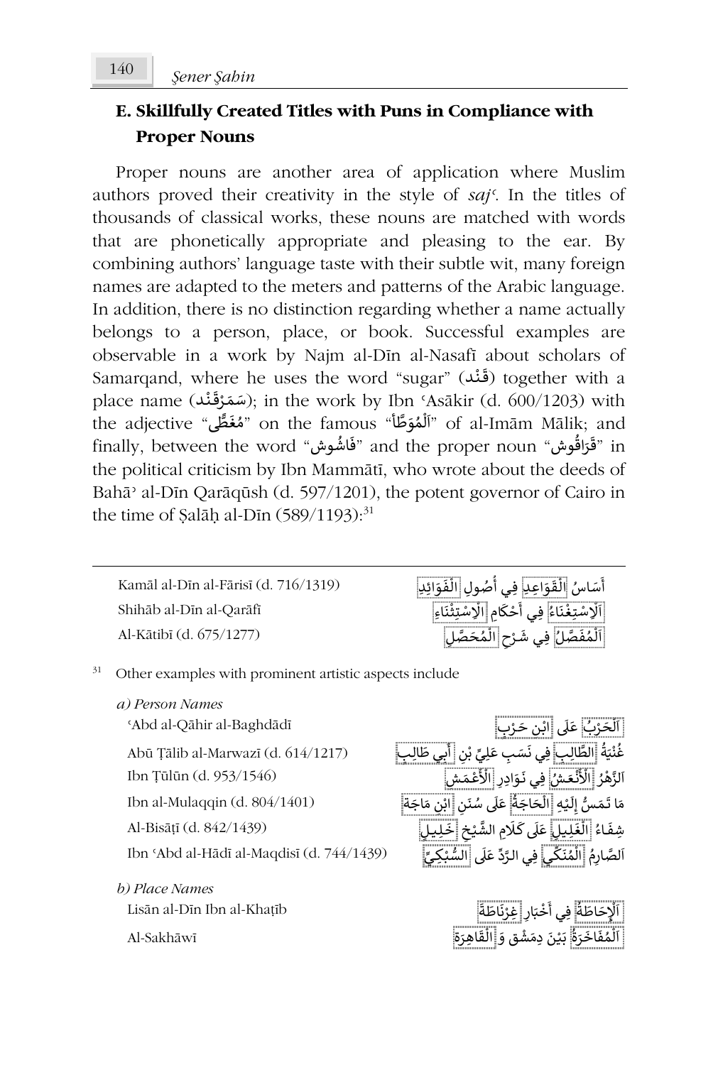## E. Skillfully Created Titles with Puns in Compliance with Proper Nouns

Proper nouns are another area of application where Muslim authors proved their creativity in the style of *saj'*. In the titles of thousands of classical works, these nouns are matched with words that are phonetically appropriate and pleasing to the ear. By combining authors' language taste with their subtle wit, many foreign names are adapted to the meters and patterns of the Arabic language. In addition, there is no distinction regarding whether a name actually belongs to a person, place, or book. Successful examples are observable in a work by Najm al-Dīn al-Nasafī about scholars of Samarqand, where he uses the word "sugar" (قَنْد) together with a place name (سَمَرْقَنْد); in the work by Ibn ʿAsākir (d. 600/1203) with the adjective "مُغَطًّى" on the famous "اَلْمُوَطَّأ" of al-Imām Mālik; and finally, between the word "فَاشُوش" and the proper noun "قَرَاقُوش" in the political criticism by Ibn Mammātī, who wrote about the deeds of Bahāʾ al-Dīn Qarāqūsh (d. 597/1201), the potent governor of Cairo in the time of Ṣalāḥ al-Dīn (589/1193):[31]

| | |
|---|---|
| Kamāl al-Dīn al-Fārisī (d. 716/1319) | أَسَاسُ الْقَوَاعِدِ فِي أُصُولِ الْفَوَائِدِ |
| Shihāb al-Dīn al-Qarāfī | اَلِاسْتِغْنَاءُ فِي أَحْكَامِ الِاسْتِثْنَاءِ |
| Al-Kātibī (d. 675/1277) | اَلْمُفَصَّلُ فِي شَرْحِ الْمُحَصَّلِ |

[31] Other examples with prominent artistic aspects include

*a) Person Names*

| | |
|---|---|
| ʿAbd al-Qāhir al-Baghdādī | اَلْحَرْبُ عَلَى ابْنِ حَرْبٍ |
| Abū Ṭālib al-Marwazī (d. 614/1217) | غُنْيَةُ الطَّالِبِ فِي نَسَبِ عَلِيِّ بْنِ أَبِي طَالِبٍ |
| Ibn Ṭūlūn (d. 953/1546) | اَلزَّهْرُ الْأَنْعَشُ فِي نَوَادِرِ الْأَعْمَشِ |
| Ibn al-Mulaqqin (d. 804/1401) | مَا تَمَسُّ إِلَيْهِ الْحَاجَةُ عَلَى سُنَنِ ابْنِ مَاجَةَ |
| Al-Bisāṭī (d. 842/1439) | شِفَاءُ الْغَلِيلِ عَلَى كَلَامِ الشَّيْخِ خَلِيلٍ |
| Ibn ʿAbd al-Hādī al-Maqdisī (d. 744/1439) | اَلصَّارِمُ الْمُنْكِي فِي الرَّدِّ عَلَى السُّبْكِيِّ |

*b) Place Names*

| | |
|---|---|
| Lisān al-Dīn Ibn al-Khaṭīb | اَلْإِحَاطَةُ فِي أَخْبَارِ غِرْنَاطَةَ |
| Al-Sakhāwī | اَلْمُفَاخَرَةُ بَيْنَ دِمَشْق وَ الْقَاهِرَة |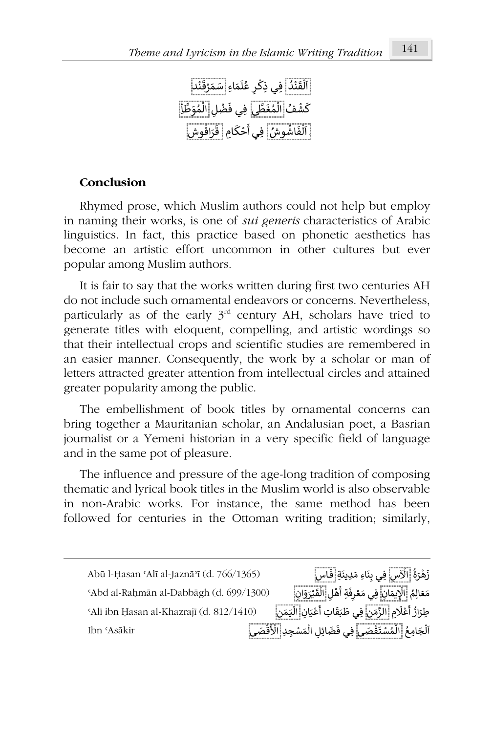اَلْقَنْدُ فِي ذِكْرِ عُلَمَاءِ سَمَرْقَنْد

كَشْفُ الْمُغَطَّى فِي فَضْلِ الْمُوَطَّأ

اَلْفَاشُوشُ فِي أَحْكَامِ قَرَاقُوش.

## Conclusion

Rhymed prose, which Muslim authors could not help but employ in naming their works, is one of *sui generis* characteristics of Arabic linguistics. In fact, this practice based on phonetic aesthetics has become an artistic effort uncommon in other cultures but ever popular among Muslim authors.

It is fair to say that the works written during first two centuries AH do not include such ornamental endeavors or concerns. Nevertheless, particularly as of the early 3rd century AH, scholars have tried to generate titles with eloquent, compelling, and artistic wordings so that their intellectual crops and scientific studies are remembered in an easier manner. Consequently, the work by a scholar or man of letters attracted greater attention from intellectual circles and attained greater popularity among the public.

The embellishment of book titles by ornamental concerns can bring together a Mauritanian scholar, an Andalusian poet, a Basrian journalist or a Yemeni historian in a very specific field of language and in the same pot of pleasure.

The influence and pressure of the age-long tradition of composing thematic and lyrical book titles in the Muslim world is also observable in non-Arabic works. For instance, the same method has been followed for centuries in the Ottoman writing tradition; similarly,

---

| | |
|---|---|
| Abū l-Ḥasan ʿAlī al-Jaznāʾī (d. 766/1365) | زَهْرَةُ الْآسِ فِي بِنَاءِ مَدِينَةِ فَاس |
| ʿAbd al-Raḥmān al-Dabbāgh (d. 699/1300) | مَعَالِمُ الْإِيمَانِ فِي مَعْرِفَةِ أَهْلِ الْقَيْرَوَانِ |
| ʿAlī ibn Ḥasan al-Khazrajī (d. 812/1410) | طِرَازُ أَعْلَامِ الزَّمَنِ فِي طَبَقَاتِ أَعْيَانِ الْيَمَنِ |
| Ibn ʿAsākir | اَلْجَامِعُ الْمُسْتَقْصَى فِي فَضَائِلِ الْمَسْجِدِ الْأَقْصَى |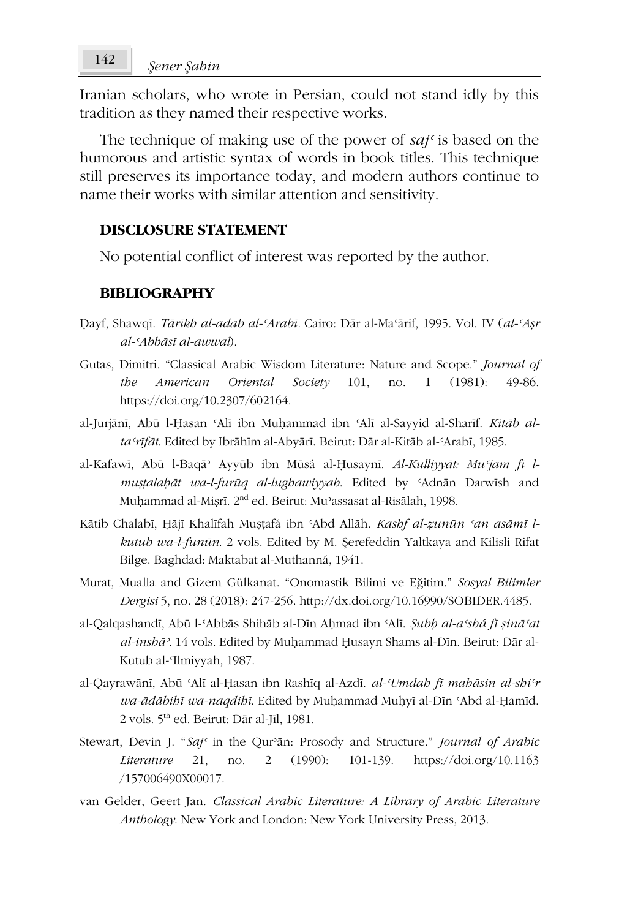Iranian scholars, who wrote in Persian, could not stand idly by this tradition as they named their respective works.

The technique of making use of the power of *sajʿ* is based on the humorous and artistic syntax of words in book titles. This technique still preserves its importance today, and modern authors continue to name their works with similar attention and sensitivity.

### DISCLOSURE STATEMENT

No potential conflict of interest was reported by the author.

### BIBLIOGRAPHY

Ḍayf, Shawqī. *Tārīkh al-adab al-ʿArabī*. Cairo: Dār al-Maʿārif, 1995. Vol. IV (*al-ʿAṣr al-ʿAbbāsī al-awwal*).

Gutas, Dimitri. "Classical Arabic Wisdom Literature: Nature and Scope." *Journal of the American Oriental Society* 101, no. 1 (1981): 49-86. https://doi.org/10.2307/602164.

al-Jurjānī, Abū l-Ḥasan ʿAlī ibn Muḥammad ibn ʿAlī al-Sayyid al-Sharīf. *Kitāb al-taʿrīfāt*. Edited by Ibrāhīm al-Abyārī. Beirut: Dār al-Kitāb al-ʿArabī, 1985.

al-Kafawī, Abū l-Baqāʾ Ayyūb ibn Mūsá al-Ḥusaynī. *Al-Kulliyyāt: Muʿjam fī l-muṣṭalaḥāt wa-l-furūq al-lughawiyyah*. Edited by ʿAdnān Darwīsh and Muḥammad al-Miṣrī. 2nd ed. Beirut: Muʾassasat al-Risālah, 1998.

Kātib Chalabī, Ḥājī Khalīfah Muṣṭafá ibn ʿAbd Allāh. *Kashf al-ẓunūn ʿan asāmī l-kutub wa-l-funūn*. 2 vols. Edited by M. Şerefeddin Yaltkaya and Kilisli Rifat Bilge. Baghdad: Maktabat al-Muthanná, 1941.

Murat, Mualla and Gizem Gülkanat. "Onomastik Bilimi ve Eğitim." *Sosyal Bilimler Dergisi* 5, no. 28 (2018): 247-256. http://dx.doi.org/10.16990/SOBIDER.4485.

al-Qalqashandī, Abū l-ʿAbbās Shihāb al-Dīn Aḥmad ibn ʿAlī. *Ṣubḥ al-aʿshá fī ṣināʿat al-inshāʾ*. 14 vols. Edited by Muḥammad Ḥusayn Shams al-Dīn. Beirut: Dār al-Kutub al-ʿIlmiyyah, 1987.

al-Qayrawānī, Abū ʿAlī al-Ḥasan ibn Rashīq al-Azdī. *al-ʿUmdah fī maḥāsin al-shiʿr wa-ādābihī wa-naqdihī*. Edited by Muḥammad Muḥyī al-Dīn ʿAbd al-Ḥamīd. 2 vols. 5th ed. Beirut: Dār al-Jīl, 1981.

Stewart, Devin J. "*Sajʿ* in the Qurʾān: Prosody and Structure." *Journal of Arabic Literature* 21, no. 2 (1990): 101-139. https://doi.org/10.1163/157006490X00017.

van Gelder, Geert Jan. *Classical Arabic Literature: A Library of Arabic Literature Anthology*. New York and London: New York University Press, 2013.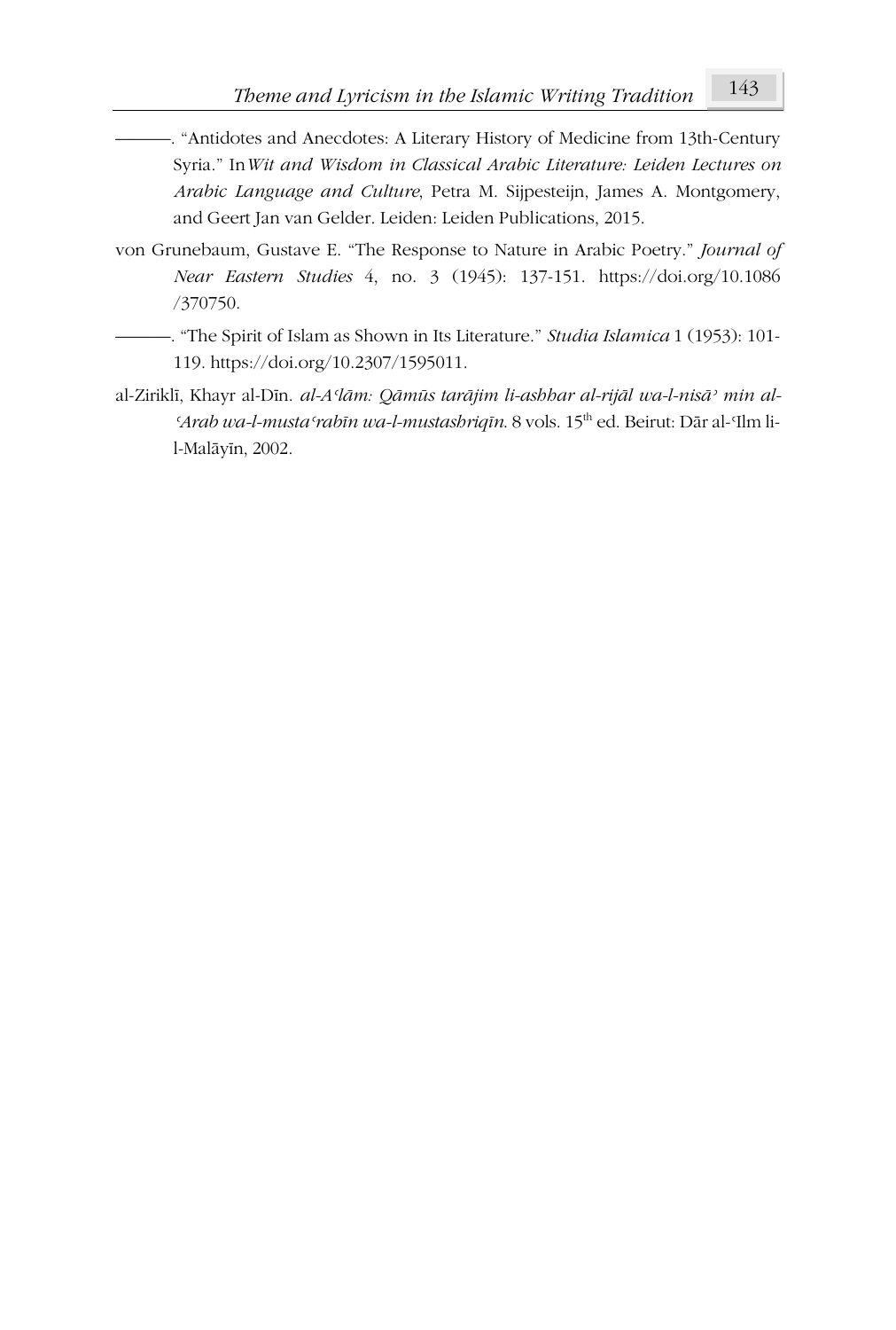———. "Antidotes and Anecdotes: A Literary History of Medicine from 13th-Century Syria." In *Wit and Wisdom in Classical Arabic Literature: Leiden Lectures on Arabic Language and Culture*, Petra M. Sijpesteijn, James A. Montgomery, and Geert Jan van Gelder. Leiden: Leiden Publications, 2015.

von Grunebaum, Gustave E. "The Response to Nature in Arabic Poetry." *Journal of Near Eastern Studies* 4, no. 3 (1945): 137-151. https://doi.org/10.1086/370750.

———. "The Spirit of Islam as Shown in Its Literature." *Studia Islamica* 1 (1953): 101-119. https://doi.org/10.2307/1595011.

al-Ziriklī, Khayr al-Dīn. *al-Aʿlām: Qāmūs tarājim li-ashhar al-rijāl wa-l-nisāʾ min al-ʿArab wa-l-mustaʿrabīn wa-l-mustashriqīn*. 8 vols. 15th ed. Beirut: Dār al-ʿIlm lil-Malāyīn, 2002.